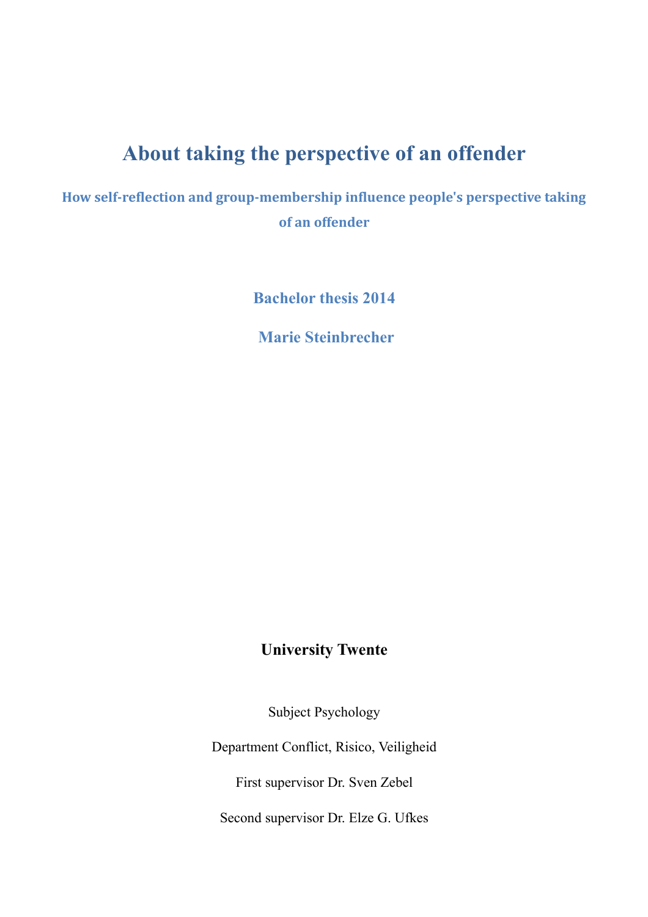# About taking the perspective of an offender

## How self-reflection and group-membership influence people's perspective taking of an offender

**Bachelor thesis 2014**

**Marie Steinbrecher**

**University Twente**

Subject Psychology

Department Conflict, Risico, Veiligheid

First supervisor Dr. Sven Zebel

Second supervisor Dr. Elze G. Ufkes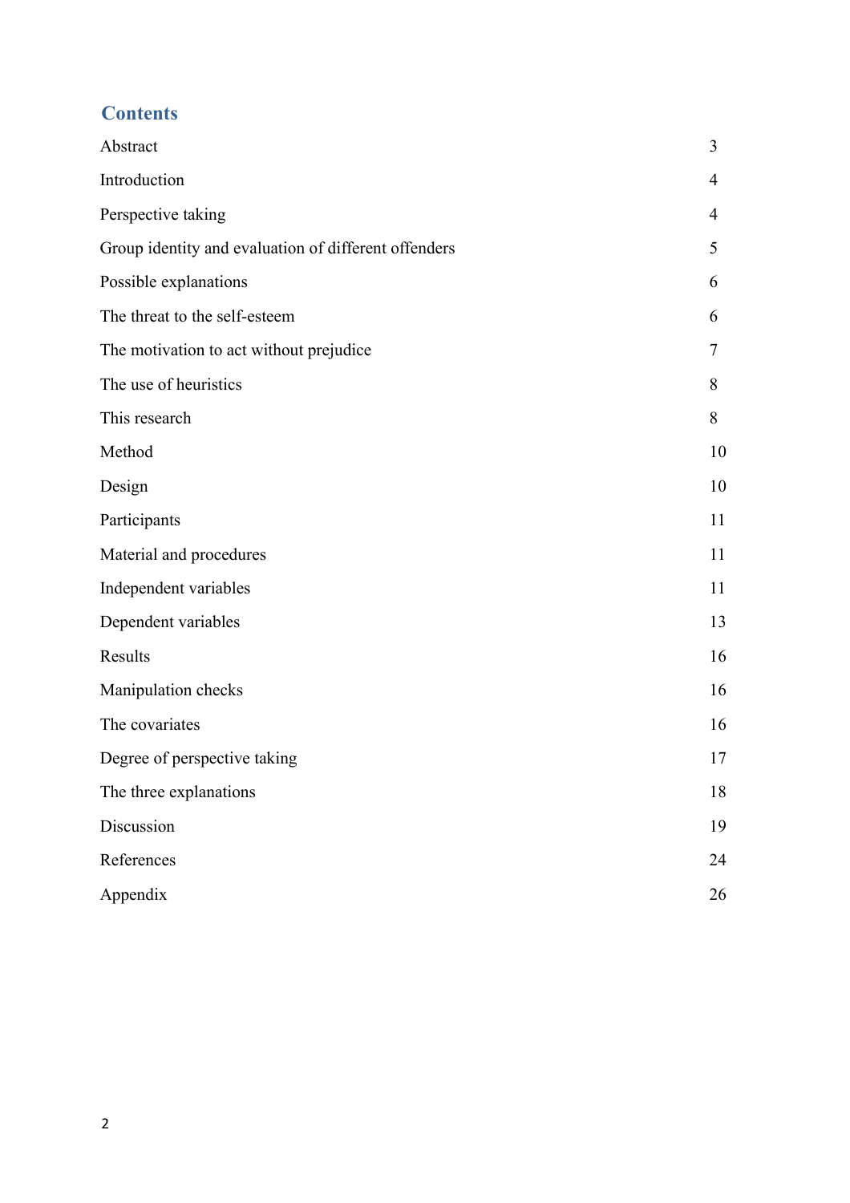# Contents

| | |
|---|---|
| Abstract | 3 |
| Introduction | 4 |
| Perspective taking | 4 |
| Group identity and evaluation of different offenders | 5 |
| Possible explanations | 6 |
| The threat to the self-esteem | 6 |
| The motivation to act without prejudice | 7 |
| The use of heuristics | 8 |
| This research | 8 |
| Method | 10 |
| Design | 10 |
| Participants | 11 |
| Material and procedures | 11 |
| Independent variables | 11 |
| Dependent variables | 13 |
| Results | 16 |
| Manipulation checks | 16 |
| The covariates | 16 |
| Degree of perspective taking | 17 |
| The three explanations | 18 |
| Discussion | 19 |
| References | 24 |
| Appendix | 26 |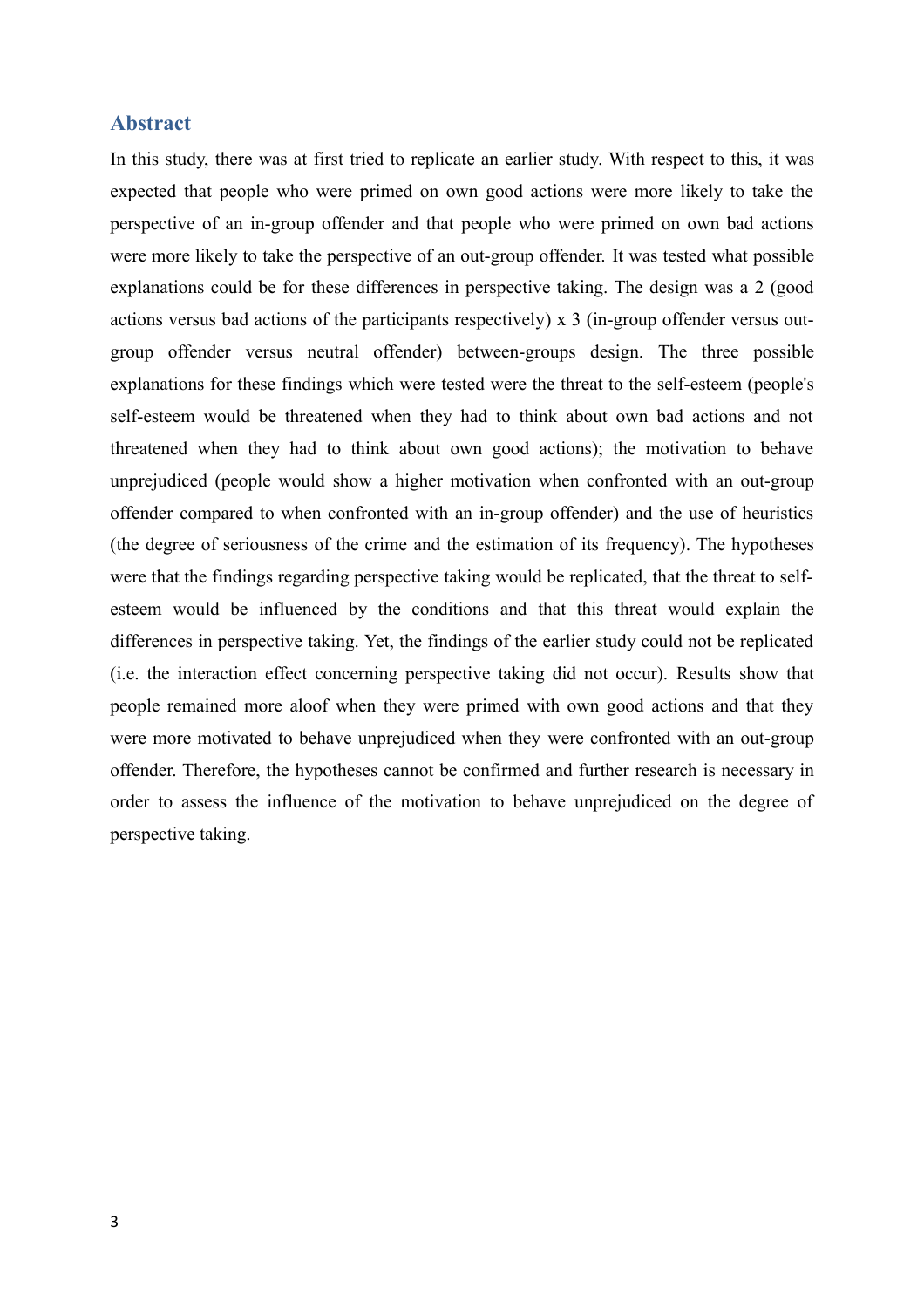## Abstract

In this study, there was at first tried to replicate an earlier study. With respect to this, it was expected that people who were primed on own good actions were more likely to take the perspective of an in-group offender and that people who were primed on own bad actions were more likely to take the perspective of an out-group offender. It was tested what possible explanations could be for these differences in perspective taking. The design was a 2 (good actions versus bad actions of the participants respectively) x 3 (in-group offender versus out-group offender versus neutral offender) between-groups design. The three possible explanations for these findings which were tested were the threat to the self-esteem (people's self-esteem would be threatened when they had to think about own bad actions and not threatened when they had to think about own good actions); the motivation to behave unprejudiced (people would show a higher motivation when confronted with an out-group offender compared to when confronted with an in-group offender) and the use of heuristics (the degree of seriousness of the crime and the estimation of its frequency). The hypotheses were that the findings regarding perspective taking would be replicated, that the threat to self-esteem would be influenced by the conditions and that this threat would explain the differences in perspective taking. Yet, the findings of the earlier study could not be replicated (i.e. the interaction effect concerning perspective taking did not occur). Results show that people remained more aloof when they were primed with own good actions and that they were more motivated to behave unprejudiced when they were confronted with an out-group offender. Therefore, the hypotheses cannot be confirmed and further research is necessary in order to assess the influence of the motivation to behave unprejudiced on the degree of perspective taking.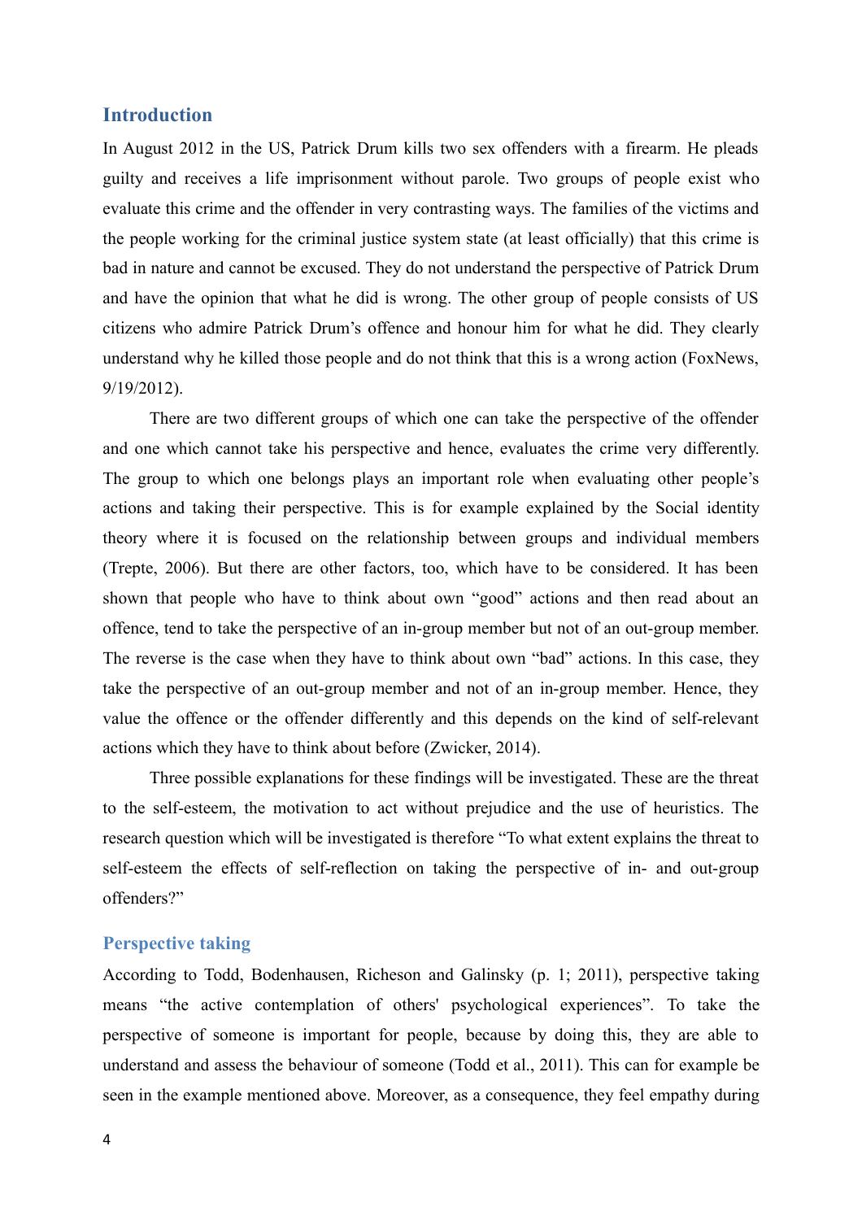## Introduction

In August 2012 in the US, Patrick Drum kills two sex offenders with a firearm. He pleads guilty and receives a life imprisonment without parole. Two groups of people exist who evaluate this crime and the offender in very contrasting ways. The families of the victims and the people working for the criminal justice system state (at least officially) that this crime is bad in nature and cannot be excused. They do not understand the perspective of Patrick Drum and have the opinion that what he did is wrong. The other group of people consists of US citizens who admire Patrick Drum's offence and honour him for what he did. They clearly understand why he killed those people and do not think that this is a wrong action (FoxNews, 9/19/2012).

There are two different groups of which one can take the perspective of the offender and one which cannot take his perspective and hence, evaluates the crime very differently. The group to which one belongs plays an important role when evaluating other people's actions and taking their perspective. This is for example explained by the Social identity theory where it is focused on the relationship between groups and individual members (Trepte, 2006). But there are other factors, too, which have to be considered. It has been shown that people who have to think about own "good" actions and then read about an offence, tend to take the perspective of an in-group member but not of an out-group member. The reverse is the case when they have to think about own "bad" actions. In this case, they take the perspective of an out-group member and not of an in-group member. Hence, they value the offence or the offender differently and this depends on the kind of self-relevant actions which they have to think about before (Zwicker, 2014).

Three possible explanations for these findings will be investigated. These are the threat to the self-esteem, the motivation to act without prejudice and the use of heuristics. The research question which will be investigated is therefore "To what extent explains the threat to self-esteem the effects of self-reflection on taking the perspective of in- and out-group offenders?"

## Perspective taking

According to Todd, Bodenhausen, Richeson and Galinsky (p. 1; 2011), perspective taking means "the active contemplation of others' psychological experiences". To take the perspective of someone is important for people, because by doing this, they are able to understand and assess the behaviour of someone (Todd et al., 2011). This can for example be seen in the example mentioned above. Moreover, as a consequence, they feel empathy during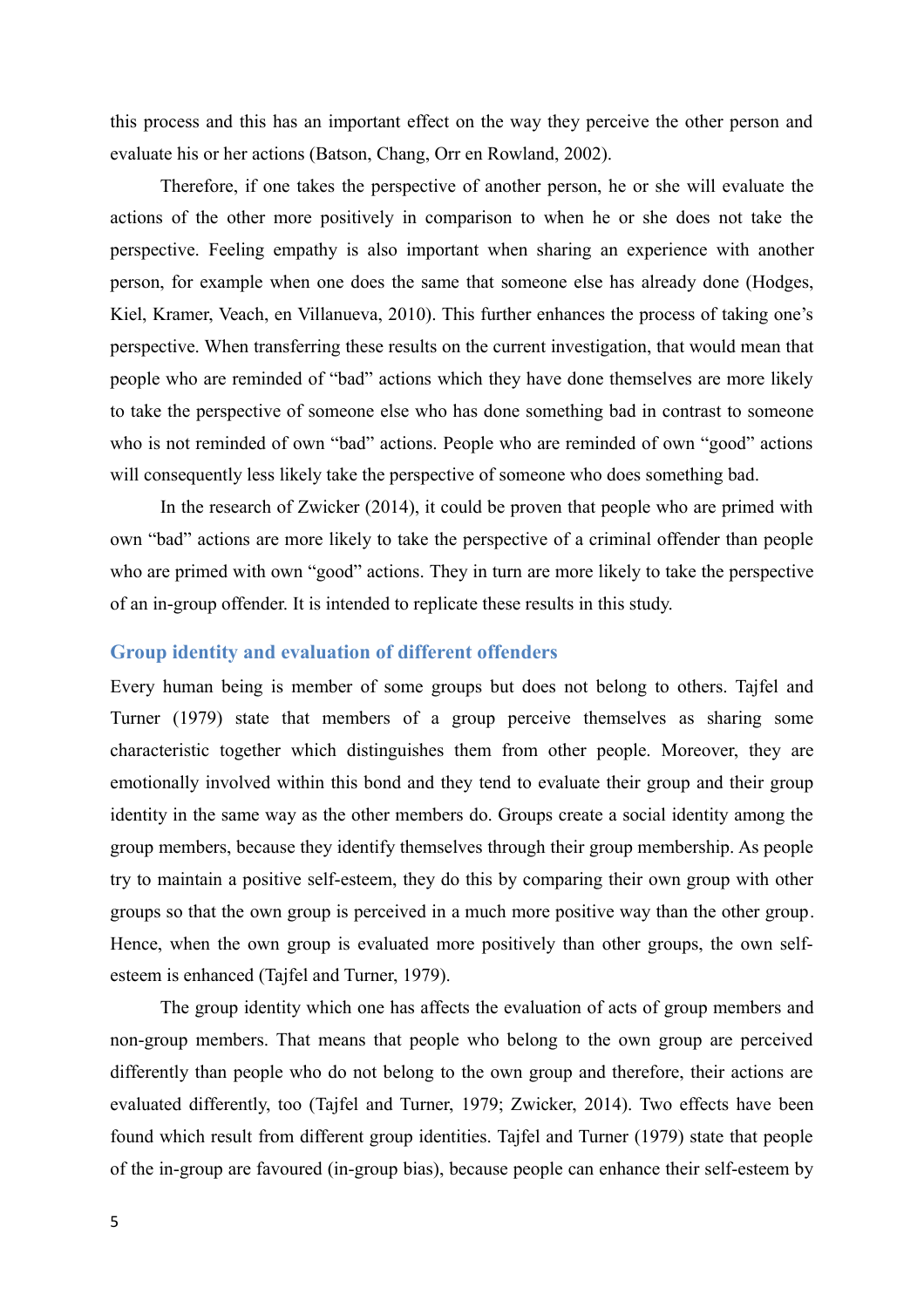this process and this has an important effect on the way they perceive the other person and evaluate his or her actions (Batson, Chang, Orr en Rowland, 2002).

Therefore, if one takes the perspective of another person, he or she will evaluate the actions of the other more positively in comparison to when he or she does not take the perspective. Feeling empathy is also important when sharing an experience with another person, for example when one does the same that someone else has already done (Hodges, Kiel, Kramer, Veach, en Villanueva, 2010). This further enhances the process of taking one's perspective. When transferring these results on the current investigation, that would mean that people who are reminded of "bad" actions which they have done themselves are more likely to take the perspective of someone else who has done something bad in contrast to someone who is not reminded of own "bad" actions. People who are reminded of own "good" actions will consequently less likely take the perspective of someone who does something bad.

In the research of Zwicker (2014), it could be proven that people who are primed with own "bad" actions are more likely to take the perspective of a criminal offender than people who are primed with own "good" actions. They in turn are more likely to take the perspective of an in-group offender. It is intended to replicate these results in this study.

## Group identity and evaluation of different offenders

Every human being is member of some groups but does not belong to others. Tajfel and Turner (1979) state that members of a group perceive themselves as sharing some characteristic together which distinguishes them from other people. Moreover, they are emotionally involved within this bond and they tend to evaluate their group and their group identity in the same way as the other members do. Groups create a social identity among the group members, because they identify themselves through their group membership. As people try to maintain a positive self-esteem, they do this by comparing their own group with other groups so that the own group is perceived in a much more positive way than the other group. Hence, when the own group is evaluated more positively than other groups, the own self-esteem is enhanced (Tajfel and Turner, 1979).

The group identity which one has affects the evaluation of acts of group members and non-group members. That means that people who belong to the own group are perceived differently than people who do not belong to the own group and therefore, their actions are evaluated differently, too (Tajfel and Turner, 1979; Zwicker, 2014). Two effects have been found which result from different group identities. Tajfel and Turner (1979) state that people of the in-group are favoured (in-group bias), because people can enhance their self-esteem by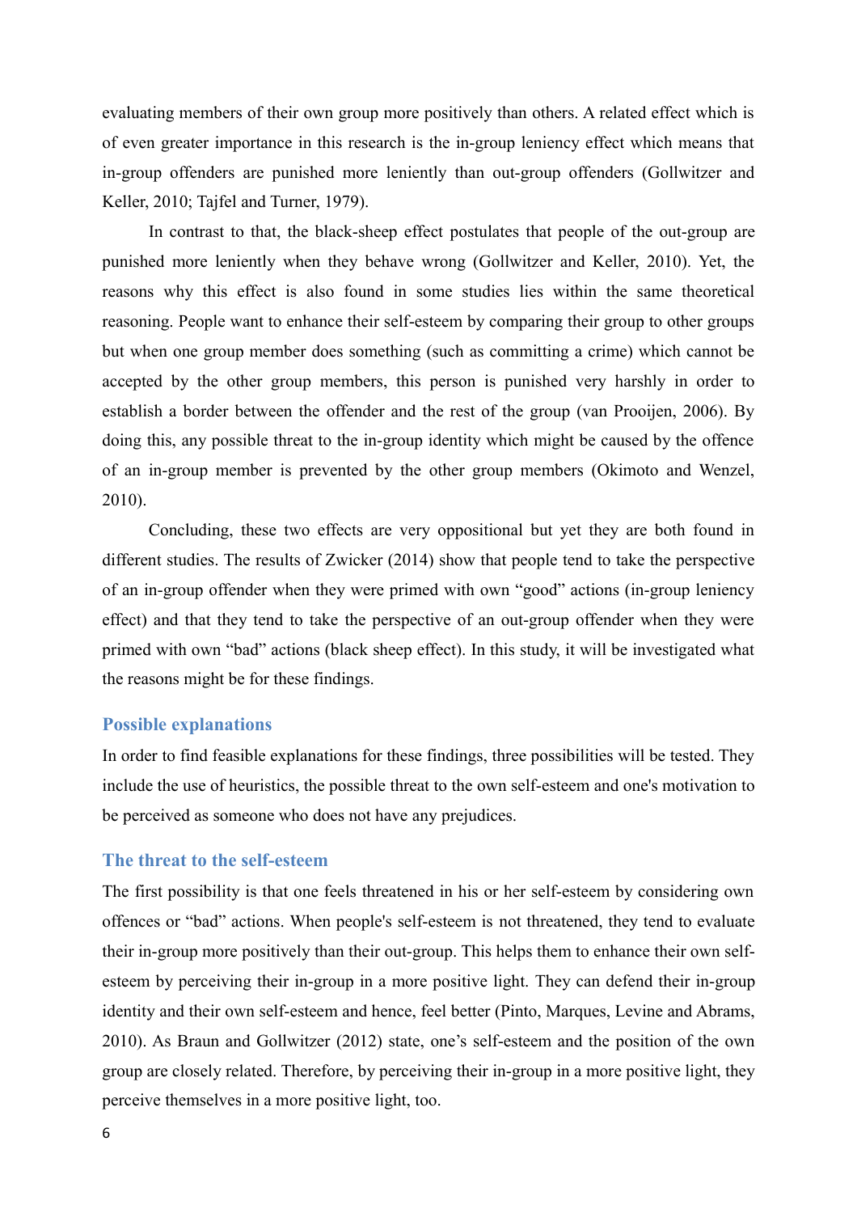evaluating members of their own group more positively than others. A related effect which is of even greater importance in this research is the in-group leniency effect which means that in-group offenders are punished more leniently than out-group offenders (Gollwitzer and Keller, 2010; Tajfel and Turner, 1979).

In contrast to that, the black-sheep effect postulates that people of the out-group are punished more leniently when they behave wrong (Gollwitzer and Keller, 2010). Yet, the reasons why this effect is also found in some studies lies within the same theoretical reasoning. People want to enhance their self-esteem by comparing their group to other groups but when one group member does something (such as committing a crime) which cannot be accepted by the other group members, this person is punished very harshly in order to establish a border between the offender and the rest of the group (van Prooijen, 2006). By doing this, any possible threat to the in-group identity which might be caused by the offence of an in-group member is prevented by the other group members (Okimoto and Wenzel, 2010).

Concluding, these two effects are very oppositional but yet they are both found in different studies. The results of Zwicker (2014) show that people tend to take the perspective of an in-group offender when they were primed with own "good" actions (in-group leniency effect) and that they tend to take the perspective of an out-group offender when they were primed with own "bad" actions (black sheep effect). In this study, it will be investigated what the reasons might be for these findings.

## Possible explanations

In order to find feasible explanations for these findings, three possibilities will be tested. They include the use of heuristics, the possible threat to the own self-esteem and one's motivation to be perceived as someone who does not have any prejudices.

## The threat to the self-esteem

The first possibility is that one feels threatened in his or her self-esteem by considering own offences or "bad" actions. When people's self-esteem is not threatened, they tend to evaluate their in-group more positively than their out-group. This helps them to enhance their own self-esteem by perceiving their in-group in a more positive light. They can defend their in-group identity and their own self-esteem and hence, feel better (Pinto, Marques, Levine and Abrams, 2010). As Braun and Gollwitzer (2012) state, one's self-esteem and the position of the own group are closely related. Therefore, by perceiving their in-group in a more positive light, they perceive themselves in a more positive light, too.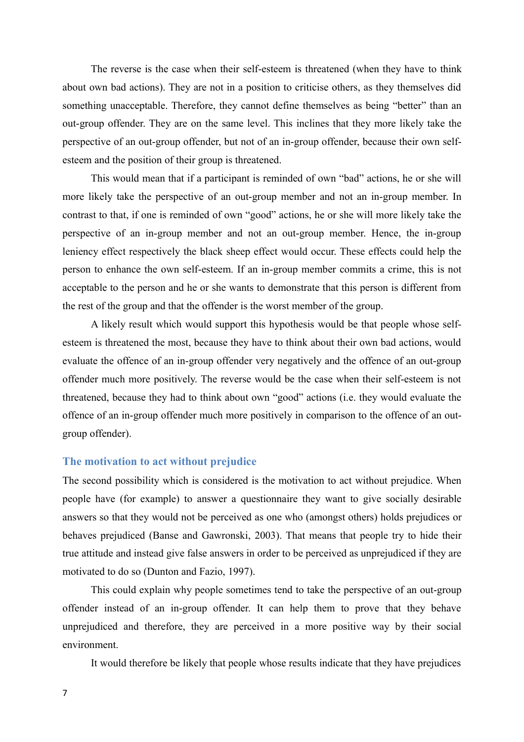The reverse is the case when their self-esteem is threatened (when they have to think about own bad actions). They are not in a position to criticise others, as they themselves did something unacceptable. Therefore, they cannot define themselves as being "better" than an out-group offender. They are on the same level. This inclines that they more likely take the perspective of an out-group offender, but not of an in-group offender, because their own self-esteem and the position of their group is threatened.

This would mean that if a participant is reminded of own "bad" actions, he or she will more likely take the perspective of an out-group member and not an in-group member. In contrast to that, if one is reminded of own "good" actions, he or she will more likely take the perspective of an in-group member and not an out-group member. Hence, the in-group leniency effect respectively the black sheep effect would occur. These effects could help the person to enhance the own self-esteem. If an in-group member commits a crime, this is not acceptable to the person and he or she wants to demonstrate that this person is different from the rest of the group and that the offender is the worst member of the group.

A likely result which would support this hypothesis would be that people whose self-esteem is threatened the most, because they have to think about their own bad actions, would evaluate the offence of an in-group offender very negatively and the offence of an out-group offender much more positively. The reverse would be the case when their self-esteem is not threatened, because they had to think about own "good" actions (i.e. they would evaluate the offence of an in-group offender much more positively in comparison to the offence of an out-group offender).

### The motivation to act without prejudice

The second possibility which is considered is the motivation to act without prejudice. When people have (for example) to answer a questionnaire they want to give socially desirable answers so that they would not be perceived as one who (amongst others) holds prejudices or behaves prejudiced (Banse and Gawronski, 2003). That means that people try to hide their true attitude and instead give false answers in order to be perceived as unprejudiced if they are motivated to do so (Dunton and Fazio, 1997).

This could explain why people sometimes tend to take the perspective of an out-group offender instead of an in-group offender. It can help them to prove that they behave unprejudiced and therefore, they are perceived in a more positive way by their social environment.

It would therefore be likely that people whose results indicate that they have prejudices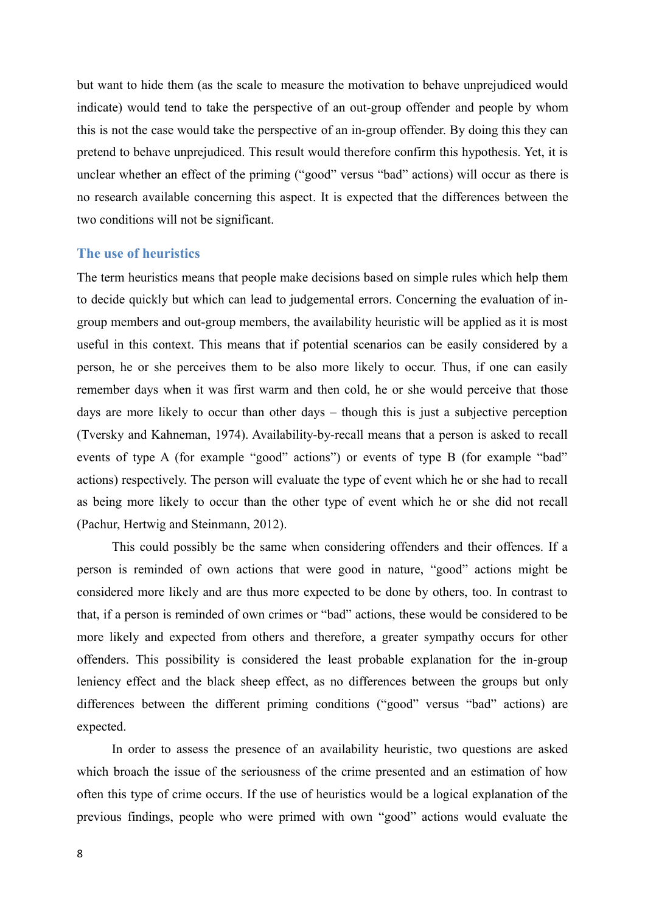but want to hide them (as the scale to measure the motivation to behave unprejudiced would indicate) would tend to take the perspective of an out-group offender and people by whom this is not the case would take the perspective of an in-group offender. By doing this they can pretend to behave unprejudiced. This result would therefore confirm this hypothesis. Yet, it is unclear whether an effect of the priming ("good" versus "bad" actions) will occur as there is no research available concerning this aspect. It is expected that the differences between the two conditions will not be significant.

### The use of heuristics

The term heuristics means that people make decisions based on simple rules which help them to decide quickly but which can lead to judgemental errors. Concerning the evaluation of in-group members and out-group members, the availability heuristic will be applied as it is most useful in this context. This means that if potential scenarios can be easily considered by a person, he or she perceives them to be also more likely to occur. Thus, if one can easily remember days when it was first warm and then cold, he or she would perceive that those days are more likely to occur than other days – though this is just a subjective perception (Tversky and Kahneman, 1974). Availability-by-recall means that a person is asked to recall events of type A (for example "good" actions") or events of type B (for example "bad" actions) respectively. The person will evaluate the type of event which he or she had to recall as being more likely to occur than the other type of event which he or she did not recall (Pachur, Hertwig and Steinmann, 2012).

This could possibly be the same when considering offenders and their offences. If a person is reminded of own actions that were good in nature, "good" actions might be considered more likely and are thus more expected to be done by others, too. In contrast to that, if a person is reminded of own crimes or "bad" actions, these would be considered to be more likely and expected from others and therefore, a greater sympathy occurs for other offenders. This possibility is considered the least probable explanation for the in-group leniency effect and the black sheep effect, as no differences between the groups but only differences between the different priming conditions ("good" versus "bad" actions) are expected.

In order to assess the presence of an availability heuristic, two questions are asked which broach the issue of the seriousness of the crime presented and an estimation of how often this type of crime occurs. If the use of heuristics would be a logical explanation of the previous findings, people who were primed with own "good" actions would evaluate the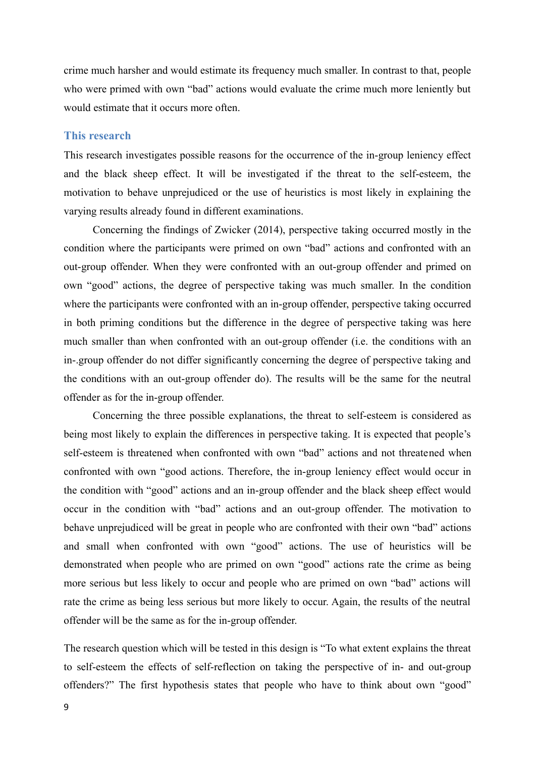crime much harsher and would estimate its frequency much smaller. In contrast to that, people who were primed with own "bad" actions would evaluate the crime much more leniently but would estimate that it occurs more often.

### This research

This research investigates possible reasons for the occurrence of the in-group leniency effect and the black sheep effect. It will be investigated if the threat to the self-esteem, the motivation to behave unprejudiced or the use of heuristics is most likely in explaining the varying results already found in different examinations.

Concerning the findings of Zwicker (2014), perspective taking occurred mostly in the condition where the participants were primed on own "bad" actions and confronted with an out-group offender. When they were confronted with an out-group offender and primed on own "good" actions, the degree of perspective taking was much smaller. In the condition where the participants were confronted with an in-group offender, perspective taking occurred in both priming conditions but the difference in the degree of perspective taking was here much smaller than when confronted with an out-group offender (i.e. the conditions with an in-.group offender do not differ significantly concerning the degree of perspective taking and the conditions with an out-group offender do). The results will be the same for the neutral offender as for the in-group offender.

Concerning the three possible explanations, the threat to self-esteem is considered as being most likely to explain the differences in perspective taking. It is expected that people's self-esteem is threatened when confronted with own "bad" actions and not threatened when confronted with own "good actions. Therefore, the in-group leniency effect would occur in the condition with "good" actions and an in-group offender and the black sheep effect would occur in the condition with "bad" actions and an out-group offender. The motivation to behave unprejudiced will be great in people who are confronted with their own "bad" actions and small when confronted with own "good" actions. The use of heuristics will be demonstrated when people who are primed on own "good" actions rate the crime as being more serious but less likely to occur and people who are primed on own "bad" actions will rate the crime as being less serious but more likely to occur. Again, the results of the neutral offender will be the same as for the in-group offender.

The research question which will be tested in this design is "To what extent explains the threat to self-esteem the effects of self-reflection on taking the perspective of in- and out-group offenders?" The first hypothesis states that people who have to think about own "good"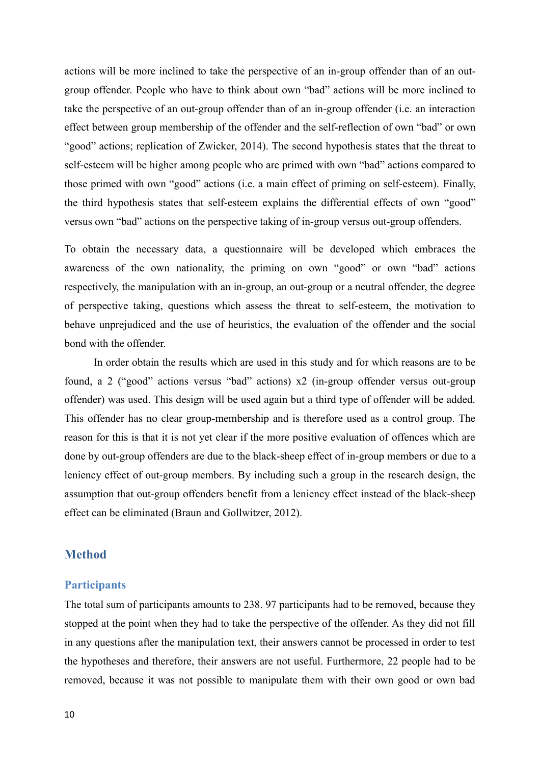actions will be more inclined to take the perspective of an in-group offender than of an out-group offender. People who have to think about own "bad" actions will be more inclined to take the perspective of an out-group offender than of an in-group offender (i.e. an interaction effect between group membership of the offender and the self-reflection of own "bad" or own "good" actions; replication of Zwicker, 2014). The second hypothesis states that the threat to self-esteem will be higher among people who are primed with own "bad" actions compared to those primed with own "good" actions (i.e. a main effect of priming on self-esteem). Finally, the third hypothesis states that self-esteem explains the differential effects of own "good" versus own "bad" actions on the perspective taking of in-group versus out-group offenders.

To obtain the necessary data, a questionnaire will be developed which embraces the awareness of the own nationality, the priming on own "good" or own "bad" actions respectively, the manipulation with an in-group, an out-group or a neutral offender, the degree of perspective taking, questions which assess the threat to self-esteem, the motivation to behave unprejudiced and the use of heuristics, the evaluation of the offender and the social bond with the offender.

In order obtain the results which are used in this study and for which reasons are to be found, a 2 ("good" actions versus "bad" actions) x2 (in-group offender versus out-group offender) was used. This design will be used again but a third type of offender will be added. This offender has no clear group-membership and is therefore used as a control group. The reason for this is that it is not yet clear if the more positive evaluation of offences which are done by out-group offenders are due to the black-sheep effect of in-group members or due to a leniency effect of out-group members. By including such a group in the research design, the assumption that out-group offenders benefit from a leniency effect instead of the black-sheep effect can be eliminated (Braun and Gollwitzer, 2012).

## Method

### Participants

The total sum of participants amounts to 238. 97 participants had to be removed, because they stopped at the point when they had to take the perspective of the offender. As they did not fill in any questions after the manipulation text, their answers cannot be processed in order to test the hypotheses and therefore, their answers are not useful. Furthermore, 22 people had to be removed, because it was not possible to manipulate them with their own good or own bad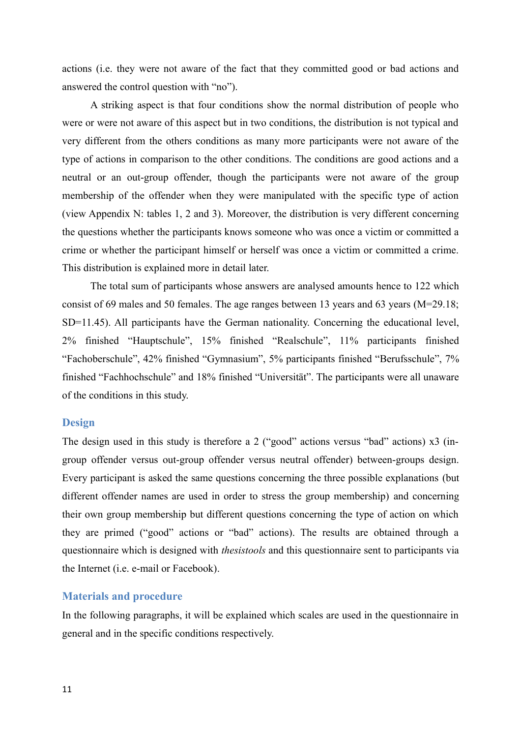actions (i.e. they were not aware of the fact that they committed good or bad actions and answered the control question with "no").

A striking aspect is that four conditions show the normal distribution of people who were or were not aware of this aspect but in two conditions, the distribution is not typical and very different from the others conditions as many more participants were not aware of the type of actions in comparison to the other conditions. The conditions are good actions and a neutral or an out-group offender, though the participants were not aware of the group membership of the offender when they were manipulated with the specific type of action (view Appendix N: tables 1, 2 and 3). Moreover, the distribution is very different concerning the questions whether the participants knows someone who was once a victim or committed a crime or whether the participant himself or herself was once a victim or committed a crime. This distribution is explained more in detail later.

The total sum of participants whose answers are analysed amounts hence to 122 which consist of 69 males and 50 females. The age ranges between 13 years and 63 years (M=29.18; SD=11.45). All participants have the German nationality. Concerning the educational level, 2% finished "Hauptschule", 15% finished "Realschule", 11% participants finished "Fachoberschule", 42% finished "Gymnasium", 5% participants finished "Berufsschule", 7% finished "Fachhochschule" and 18% finished "Universität". The participants were all unaware of the conditions in this study.

## Design

The design used in this study is therefore a 2 ("good" actions versus "bad" actions) x3 (in-group offender versus out-group offender versus neutral offender) between-groups design. Every participant is asked the same questions concerning the three possible explanations (but different offender names are used in order to stress the group membership) and concerning their own group membership but different questions concerning the type of action on which they are primed ("good" actions or "bad" actions). The results are obtained through a questionnaire which is designed with *thesistools* and this questionnaire sent to participants via the Internet (i.e. e-mail or Facebook).

## Materials and procedure

In the following paragraphs, it will be explained which scales are used in the questionnaire in general and in the specific conditions respectively.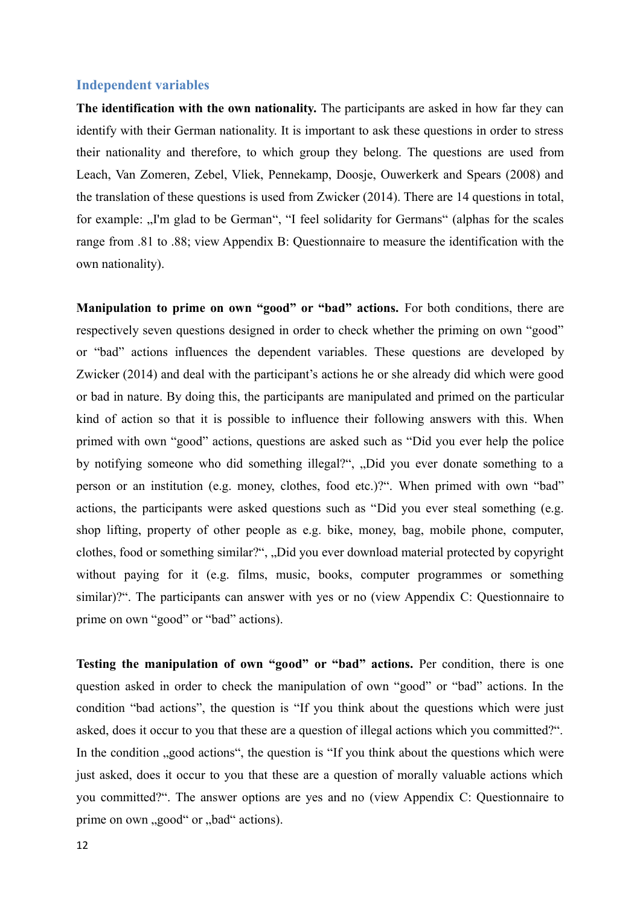## Independent variables

**The identification with the own nationality.** The participants are asked in how far they can identify with their German nationality. It is important to ask these questions in order to stress their nationality and therefore, to which group they belong. The questions are used from Leach, Van Zomeren, Zebel, Vliek, Pennekamp, Doosje, Ouwerkerk and Spears (2008) and the translation of these questions is used from Zwicker (2014). There are 14 questions in total, for example: „I'm glad to be German", "I feel solidarity for Germans" (alphas for the scales range from .81 to .88; view Appendix B: Questionnaire to measure the identification with the own nationality).

**Manipulation to prime on own "good" or "bad" actions.** For both conditions, there are respectively seven questions designed in order to check whether the priming on own "good" or "bad" actions influences the dependent variables. These questions are developed by Zwicker (2014) and deal with the participant's actions he or she already did which were good or bad in nature. By doing this, the participants are manipulated and primed on the particular kind of action so that it is possible to influence their following answers with this. When primed with own "good" actions, questions are asked such as "Did you ever help the police by notifying someone who did something illegal?", „Did you ever donate something to a person or an institution (e.g. money, clothes, food etc.)?". When primed with own "bad" actions, the participants were asked questions such as "Did you ever steal something (e.g. shop lifting, property of other people as e.g. bike, money, bag, mobile phone, computer, clothes, food or something similar?", „Did you ever download material protected by copyright without paying for it (e.g. films, music, books, computer programmes or something similar)?". The participants can answer with yes or no (view Appendix C: Questionnaire to prime on own "good" or "bad" actions).

**Testing the manipulation of own "good" or "bad" actions.** Per condition, there is one question asked in order to check the manipulation of own "good" or "bad" actions. In the condition "bad actions", the question is "If you think about the questions which were just asked, does it occur to you that these are a question of illegal actions which you committed?". In the condition „good actions", the question is "If you think about the questions which were just asked, does it occur to you that these are a question of morally valuable actions which you committed?". The answer options are yes and no (view Appendix C: Questionnaire to prime on own „good" or „bad" actions).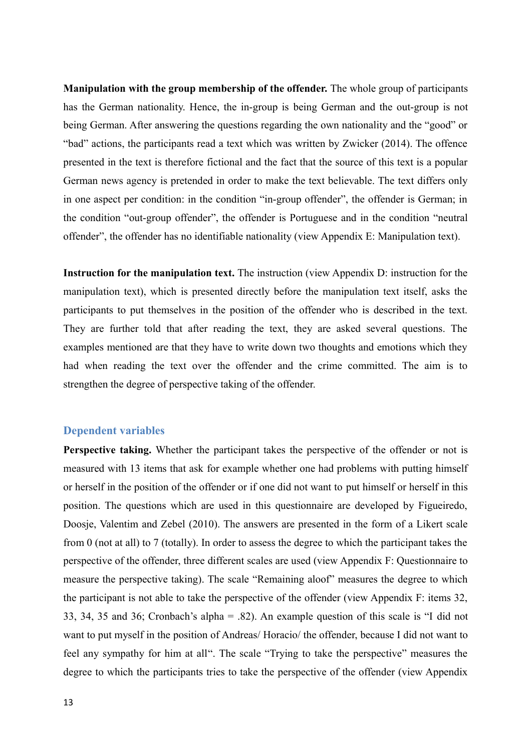**Manipulation with the group membership of the offender.** The whole group of participants has the German nationality. Hence, the in-group is being German and the out-group is not being German. After answering the questions regarding the own nationality and the "good" or "bad" actions, the participants read a text which was written by Zwicker (2014). The offence presented in the text is therefore fictional and the fact that the source of this text is a popular German news agency is pretended in order to make the text believable. The text differs only in one aspect per condition: in the condition "in-group offender", the offender is German; in the condition "out-group offender", the offender is Portuguese and in the condition "neutral offender", the offender has no identifiable nationality (view Appendix E: Manipulation text).

**Instruction for the manipulation text.** The instruction (view Appendix D: instruction for the manipulation text), which is presented directly before the manipulation text itself, asks the participants to put themselves in the position of the offender who is described in the text. They are further told that after reading the text, they are asked several questions. The examples mentioned are that they have to write down two thoughts and emotions which they had when reading the text over the offender and the crime committed. The aim is to strengthen the degree of perspective taking of the offender.

## Dependent variables

**Perspective taking.** Whether the participant takes the perspective of the offender or not is measured with 13 items that ask for example whether one had problems with putting himself or herself in the position of the offender or if one did not want to put himself or herself in this position. The questions which are used in this questionnaire are developed by Figueiredo, Doosje, Valentim and Zebel (2010). The answers are presented in the form of a Likert scale from 0 (not at all) to 7 (totally). In order to assess the degree to which the participant takes the perspective of the offender, three different scales are used (view Appendix F: Questionnaire to measure the perspective taking). The scale "Remaining aloof" measures the degree to which the participant is not able to take the perspective of the offender (view Appendix F: items 32, 33, 34, 35 and 36; Cronbach's alpha = .82). An example question of this scale is "I did not want to put myself in the position of Andreas/ Horacio/ the offender, because I did not want to feel any sympathy for him at all". The scale "Trying to take the perspective" measures the degree to which the participants tries to take the perspective of the offender (view Appendix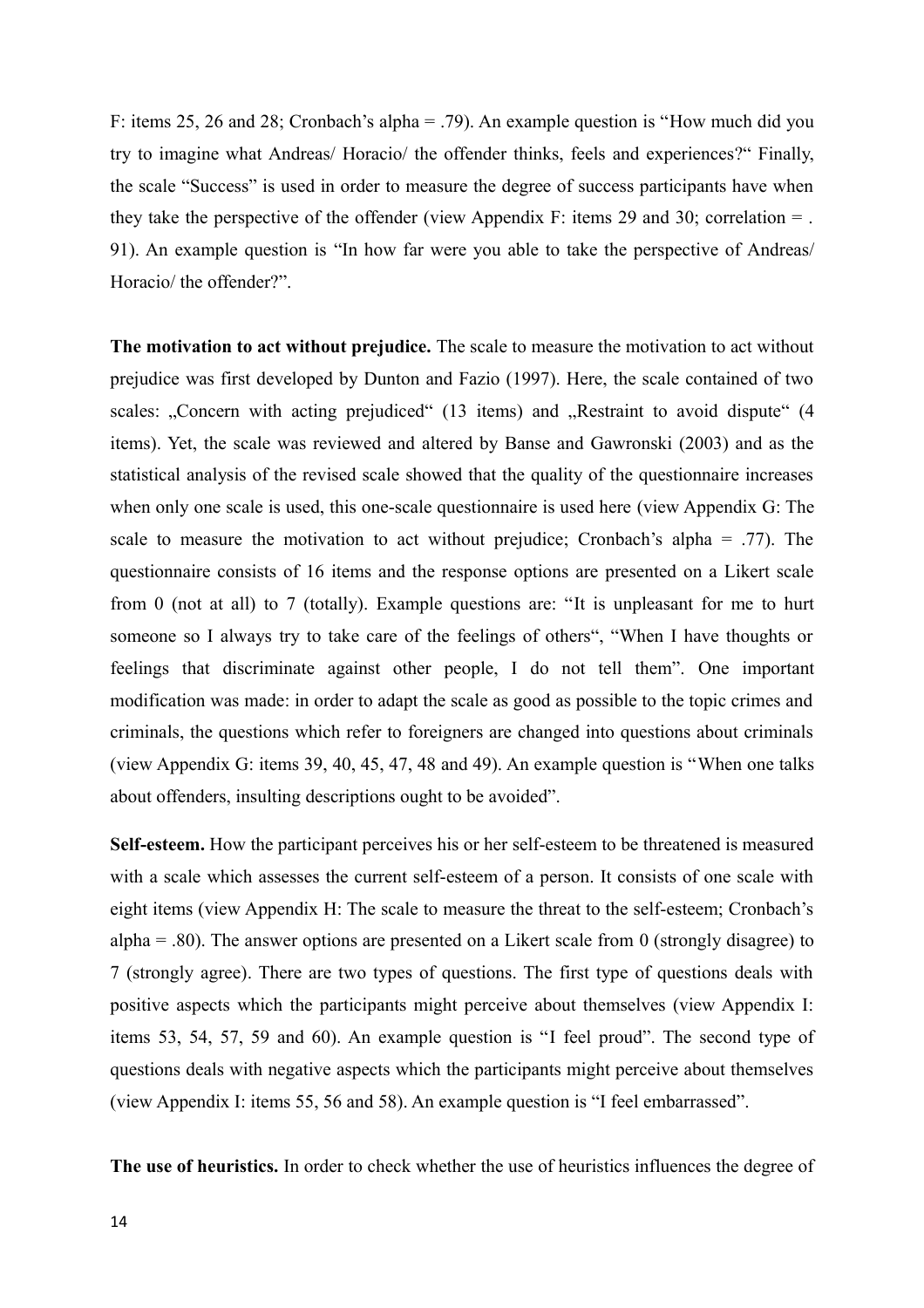F: items 25, 26 and 28; Cronbach's alpha = .79). An example question is "How much did you try to imagine what Andreas/ Horacio/ the offender thinks, feels and experiences?" Finally, the scale "Success" is used in order to measure the degree of success participants have when they take the perspective of the offender (view Appendix F: items 29 and 30; correlation = . 91). An example question is "In how far were you able to take the perspective of Andreas/ Horacio/ the offender?".

**The motivation to act without prejudice.** The scale to measure the motivation to act without prejudice was first developed by Dunton and Fazio (1997). Here, the scale contained of two scales: „Concern with acting prejudiced" (13 items) and „Restraint to avoid dispute" (4 items). Yet, the scale was reviewed and altered by Banse and Gawronski (2003) and as the statistical analysis of the revised scale showed that the quality of the questionnaire increases when only one scale is used, this one-scale questionnaire is used here (view Appendix G: The scale to measure the motivation to act without prejudice; Cronbach's alpha = .77). The questionnaire consists of 16 items and the response options are presented on a Likert scale from 0 (not at all) to 7 (totally). Example questions are: "It is unpleasant for me to hurt someone so I always try to take care of the feelings of others", "When I have thoughts or feelings that discriminate against other people, I do not tell them". One important modification was made: in order to adapt the scale as good as possible to the topic crimes and criminals, the questions which refer to foreigners are changed into questions about criminals (view Appendix G: items 39, 40, 45, 47, 48 and 49). An example question is "When one talks about offenders, insulting descriptions ought to be avoided".

**Self-esteem.** How the participant perceives his or her self-esteem to be threatened is measured with a scale which assesses the current self-esteem of a person. It consists of one scale with eight items (view Appendix H: The scale to measure the threat to the self-esteem; Cronbach's alpha = .80). The answer options are presented on a Likert scale from 0 (strongly disagree) to 7 (strongly agree). There are two types of questions. The first type of questions deals with positive aspects which the participants might perceive about themselves (view Appendix I: items 53, 54, 57, 59 and 60). An example question is "I feel proud". The second type of questions deals with negative aspects which the participants might perceive about themselves (view Appendix I: items 55, 56 and 58). An example question is "I feel embarrassed".

**The use of heuristics.** In order to check whether the use of heuristics influences the degree of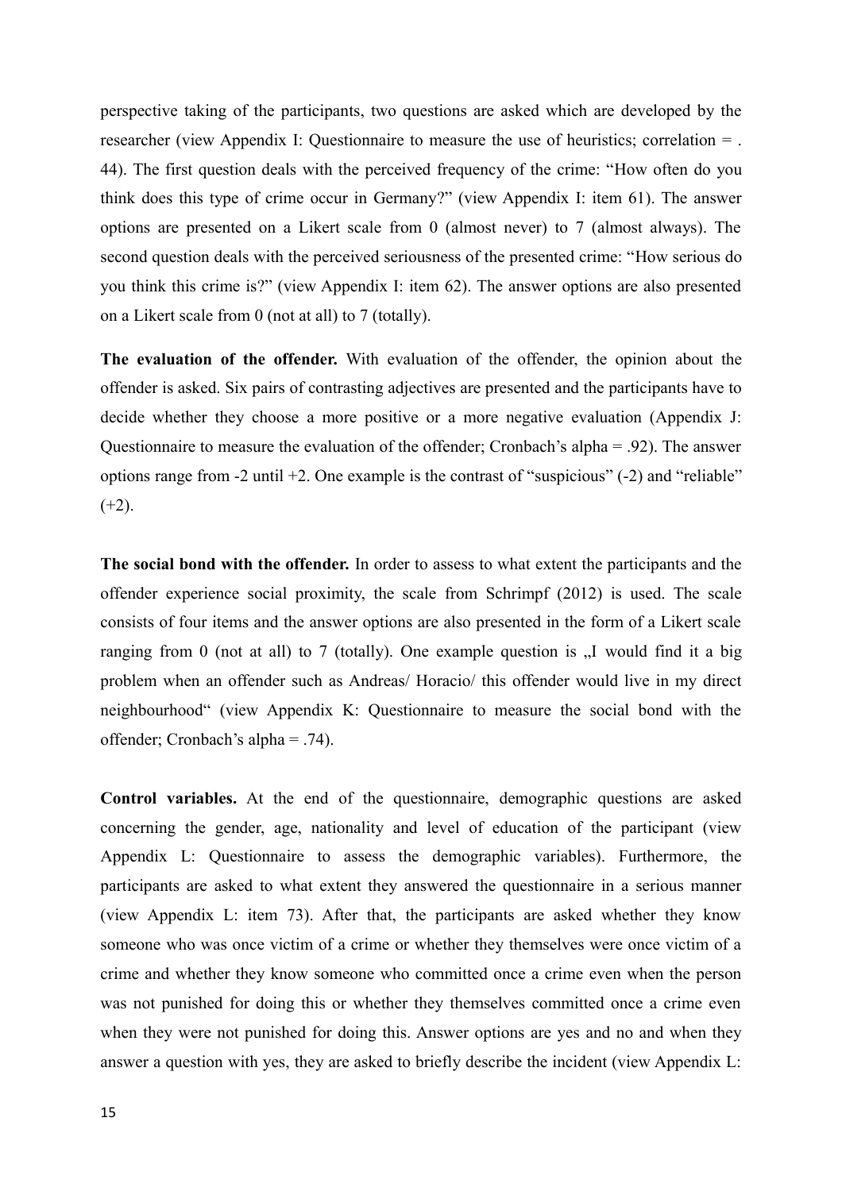perspective taking of the participants, two questions are asked which are developed by the researcher (view Appendix I: Questionnaire to measure the use of heuristics; correlation = .44). The first question deals with the perceived frequency of the crime: "How often do you think does this type of crime occur in Germany?" (view Appendix I: item 61). The answer options are presented on a Likert scale from 0 (almost never) to 7 (almost always). The second question deals with the perceived seriousness of the presented crime: "How serious do you think this crime is?" (view Appendix I: item 62). The answer options are also presented on a Likert scale from 0 (not at all) to 7 (totally).

**The evaluation of the offender.** With evaluation of the offender, the opinion about the offender is asked. Six pairs of contrasting adjectives are presented and the participants have to decide whether they choose a more positive or a more negative evaluation (Appendix J: Questionnaire to measure the evaluation of the offender; Cronbach's alpha = .92). The answer options range from -2 until +2. One example is the contrast of "suspicious" (-2) and "reliable" (+2).

**The social bond with the offender.** In order to assess to what extent the participants and the offender experience social proximity, the scale from Schrimpf (2012) is used. The scale consists of four items and the answer options are also presented in the form of a Likert scale ranging from 0 (not at all) to 7 (totally). One example question is „I would find it a big problem when an offender such as Andreas/ Horacio/ this offender would live in my direct neighbourhood" (view Appendix K: Questionnaire to measure the social bond with the offender; Cronbach's alpha = .74).

**Control variables.** At the end of the questionnaire, demographic questions are asked concerning the gender, age, nationality and level of education of the participant (view Appendix L: Questionnaire to assess the demographic variables). Furthermore, the participants are asked to what extent they answered the questionnaire in a serious manner (view Appendix L: item 73). After that, the participants are asked whether they know someone who was once victim of a crime or whether they themselves were once victim of a crime and whether they know someone who committed once a crime even when the person was not punished for doing this or whether they themselves committed once a crime even when they were not punished for doing this. Answer options are yes and no and when they answer a question with yes, they are asked to briefly describe the incident (view Appendix L: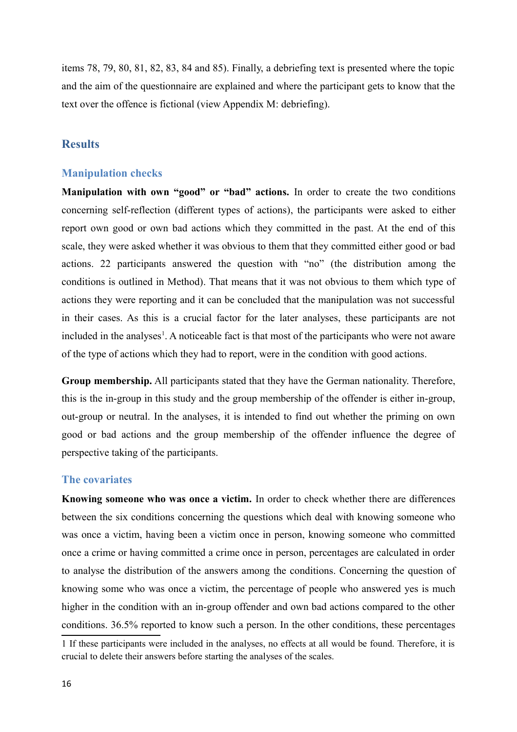items 78, 79, 80, 81, 82, 83, 84 and 85). Finally, a debriefing text is presented where the topic and the aim of the questionnaire are explained and where the participant gets to know that the text over the offence is fictional (view Appendix M: debriefing).

## Results

### Manipulation checks

**Manipulation with own "good" or "bad" actions.** In order to create the two conditions concerning self-reflection (different types of actions), the participants were asked to either report own good or own bad actions which they committed in the past. At the end of this scale, they were asked whether it was obvious to them that they committed either good or bad actions. 22 participants answered the question with "no" (the distribution among the conditions is outlined in Method). That means that it was not obvious to them which type of actions they were reporting and it can be concluded that the manipulation was not successful in their cases. As this is a crucial factor for the later analyses, these participants are not included in the analyses[1]. A noticeable fact is that most of the participants who were not aware of the type of actions which they had to report, were in the condition with good actions.

**Group membership.** All participants stated that they have the German nationality. Therefore, this is the in-group in this study and the group membership of the offender is either in-group, out-group or neutral. In the analyses, it is intended to find out whether the priming on own good or bad actions and the group membership of the offender influence the degree of perspective taking of the participants.

### The covariates

**Knowing someone who was once a victim.** In order to check whether there are differences between the six conditions concerning the questions which deal with knowing someone who was once a victim, having been a victim once in person, knowing someone who committed once a crime or having committed a crime once in person, percentages are calculated in order to analyse the distribution of the answers among the conditions. Concerning the question of knowing some who was once a victim, the percentage of people who answered yes is much higher in the condition with an in-group offender and own bad actions compared to the other conditions. 36.5% reported to know such a person. In the other conditions, these percentages

1 If these participants were included in the analyses, no effects at all would be found. Therefore, it is crucial to delete their answers before starting the analyses of the scales.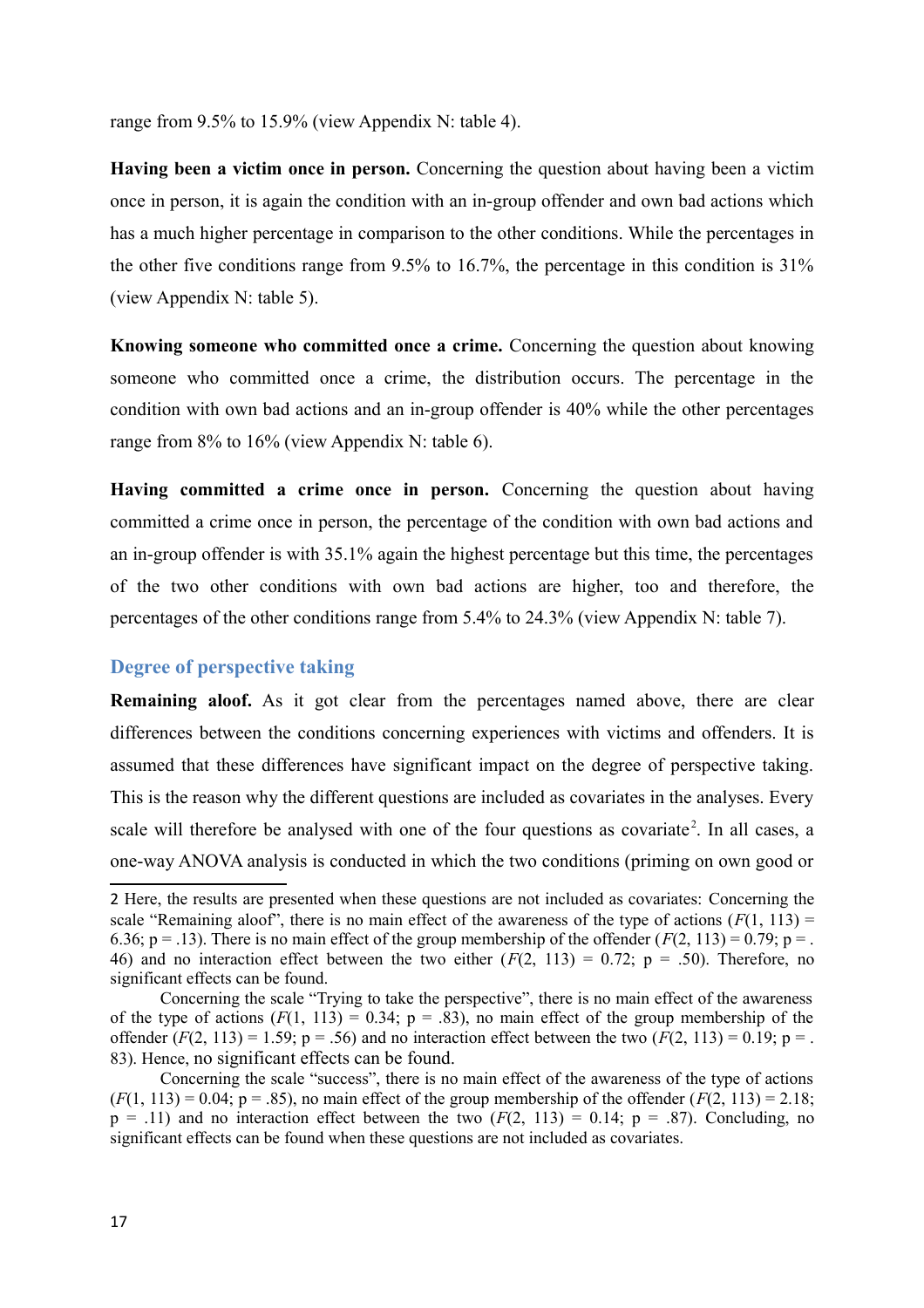range from 9.5% to 15.9% (view Appendix N: table 4).

**Having been a victim once in person.** Concerning the question about having been a victim once in person, it is again the condition with an in-group offender and own bad actions which has a much higher percentage in comparison to the other conditions. While the percentages in the other five conditions range from 9.5% to 16.7%, the percentage in this condition is 31% (view Appendix N: table 5).

**Knowing someone who committed once a crime.** Concerning the question about knowing someone who committed once a crime, the distribution occurs. The percentage in the condition with own bad actions and an in-group offender is 40% while the other percentages range from 8% to 16% (view Appendix N: table 6).

**Having committed a crime once in person.** Concerning the question about having committed a crime once in person, the percentage of the condition with own bad actions and an in-group offender is with 35.1% again the highest percentage but this time, the percentages of the two other conditions with own bad actions are higher, too and therefore, the percentages of the other conditions range from 5.4% to 24.3% (view Appendix N: table 7).

## Degree of perspective taking

**Remaining aloof.** As it got clear from the percentages named above, there are clear differences between the conditions concerning experiences with victims and offenders. It is assumed that these differences have significant impact on the degree of perspective taking. This is the reason why the different questions are included as covariates in the analyses. Every scale will therefore be analysed with one of the four questions as covariate[2]. In all cases, a one-way ANOVA analysis is conducted in which the two conditions (priming on own good or

---

[2] Here, the results are presented when these questions are not included as covariates: Concerning the scale “Remaining aloof”, there is no main effect of the awareness of the type of actions ($F(1, 113) = 6.36$; $p = .13$). There is no main effect of the group membership of the offender ($F(2, 113) = 0.79$; $p = .46$) and no interaction effect between the two either ($F(2, 113) = 0.72$; $p = .50$). Therefore, no significant effects can be found.

Concerning the scale “Trying to take the perspective”, there is no main effect of the awareness of the type of actions ($F(1, 113) = 0.34$; $p = .83$), no main effect of the group membership of the offender ($F(2, 113) = 1.59$; $p = .56$) and no interaction effect between the two ($F(2, 113) = 0.19$; $p = .83$). Hence, no significant effects can be found.

Concerning the scale “success”, there is no main effect of the awareness of the type of actions ($F(1, 113) = 0.04$; $p = .85$), no main effect of the group membership of the offender ($F(2, 113) = 2.18$; $p = .11$) and no interaction effect between the two ($F(2, 113) = 0.14$; $p = .87$). Concluding, no significant effects can be found when these questions are not included as covariates.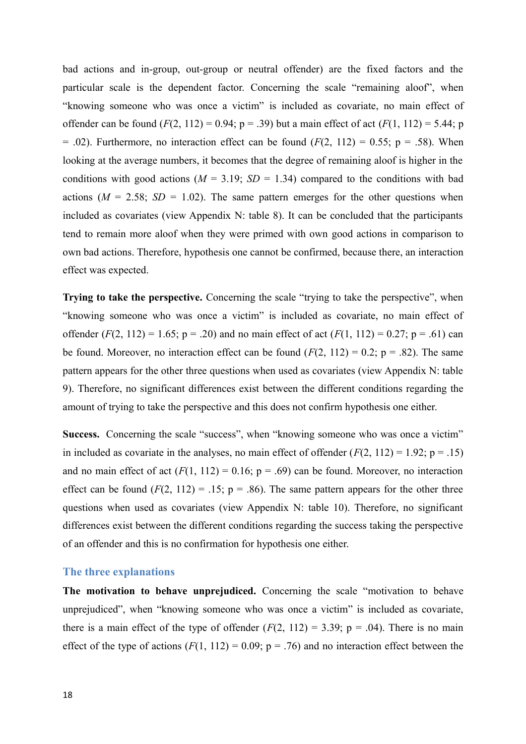bad actions and in-group, out-group or neutral offender) are the fixed factors and the particular scale is the dependent factor. Concerning the scale "remaining aloof", when "knowing someone who was once a victim" is included as covariate, no main effect of offender can be found ($F(2, 112) = 0.94$; p = .39) but a main effect of act ($F(1, 112) = 5.44$; p = .02). Furthermore, no interaction effect can be found ($F(2, 112) = 0.55$; p = .58). When looking at the average numbers, it becomes that the degree of remaining aloof is higher in the conditions with good actions ($M = 3.19$; $SD = 1.34$) compared to the conditions with bad actions ($M = 2.58$; $SD = 1.02$). The same pattern emerges for the other questions when included as covariates (view Appendix N: table 8). It can be concluded that the participants tend to remain more aloof when they were primed with own good actions in comparison to own bad actions. Therefore, hypothesis one cannot be confirmed, because there, an interaction effect was expected.

**Trying to take the perspective.** Concerning the scale "trying to take the perspective", when "knowing someone who was once a victim" is included as covariate, no main effect of offender ($F(2, 112) = 1.65$; p = .20) and no main effect of act ($F(1, 112) = 0.27$; p = .61) can be found. Moreover, no interaction effect can be found ($F(2, 112) = 0.2$; p = .82). The same pattern appears for the other three questions when used as covariates (view Appendix N: table 9). Therefore, no significant differences exist between the different conditions regarding the amount of trying to take the perspective and this does not confirm hypothesis one either.

**Success.** Concerning the scale "success", when "knowing someone who was once a victim" in included as covariate in the analyses, no main effect of offender ($F(2, 112) = 1.92$; p = .15) and no main effect of act ($F(1, 112) = 0.16$; p = .69) can be found. Moreover, no interaction effect can be found ($F(2, 112) = .15$; p = .86). The same pattern appears for the other three questions when used as covariates (view Appendix N: table 10). Therefore, no significant differences exist between the different conditions regarding the success taking the perspective of an offender and this is no confirmation for hypothesis one either.

### The three explanations

**The motivation to behave unprejudiced.** Concerning the scale "motivation to behave unprejudiced", when "knowing someone who was once a victim" is included as covariate, there is a main effect of the type of offender ($F(2, 112) = 3.39$; p = .04). There is no main effect of the type of actions ($F(1, 112) = 0.09$; p = .76) and no interaction effect between the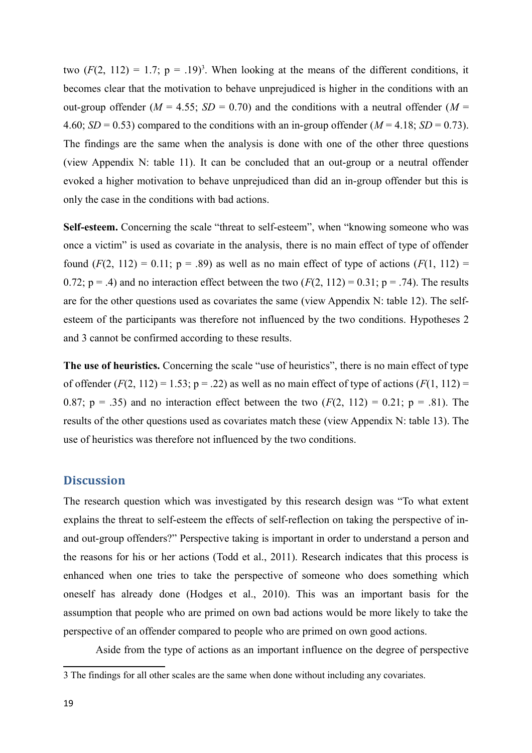two ($F(2, 112) = 1.7$; $p = .19$)[3]. When looking at the means of the different conditions, it becomes clear that the motivation to behave unprejudiced is higher in the conditions with an out-group offender ($M = 4.55$; $SD = 0.70$) and the conditions with a neutral offender ($M = 4.60$; $SD = 0.53$) compared to the conditions with an in-group offender ($M = 4.18$; $SD = 0.73$). The findings are the same when the analysis is done with one of the other three questions (view Appendix N: table 11). It can be concluded that an out-group or a neutral offender evoked a higher motivation to behave unprejudiced than did an in-group offender but this is only the case in the conditions with bad actions.

**Self-esteem.** Concerning the scale "threat to self-esteem", when "knowing someone who was once a victim" is used as covariate in the analysis, there is no main effect of type of offender found ($F(2, 112) = 0.11$; $p = .89$) as well as no main effect of type of actions ($F(1, 112) = 0.72$; $p = .4$) and no interaction effect between the two ($F(2, 112) = 0.31$; $p = .74$). The results are for the other questions used as covariates the same (view Appendix N: table 12). The self-esteem of the participants was therefore not influenced by the two conditions. Hypotheses 2 and 3 cannot be confirmed according to these results.

**The use of heuristics.** Concerning the scale "use of heuristics", there is no main effect of type of offender ($F(2, 112) = 1.53$; $p = .22$) as well as no main effect of type of actions ($F(1, 112) = 0.87$; $p = .35$) and no interaction effect between the two ($F(2, 112) = 0.21$; $p = .81$). The results of the other questions used as covariates match these (view Appendix N: table 13). The use of heuristics was therefore not influenced by the two conditions.

## Discussion

The research question which was investigated by this research design was "To what extent explains the threat to self-esteem the effects of self-reflection on taking the perspective of in- and out-group offenders?" Perspective taking is important in order to understand a person and the reasons for his or her actions (Todd et al., 2011). Research indicates that this process is enhanced when one tries to take the perspective of someone who does something which oneself has already done (Hodges et al., 2010). This was an important basis for the assumption that people who are primed on own bad actions would be more likely to take the perspective of an offender compared to people who are primed on own good actions.

Aside from the type of actions as an important influence on the degree of perspective

[3] The findings for all other scales are the same when done without including any covariates.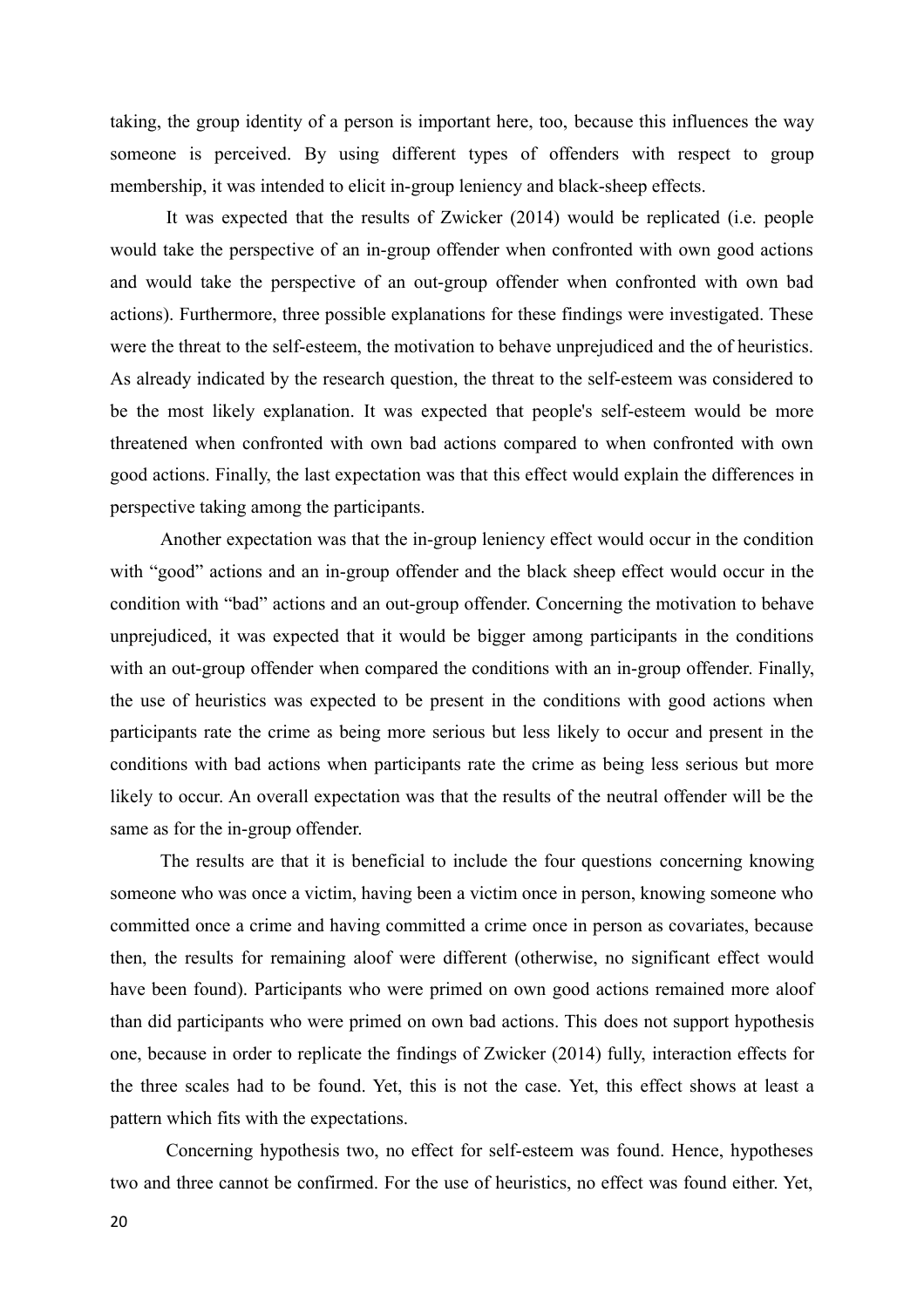taking, the group identity of a person is important here, too, because this influences the way someone is perceived. By using different types of offenders with respect to group membership, it was intended to elicit in-group leniency and black-sheep effects.

It was expected that the results of Zwicker (2014) would be replicated (i.e. people would take the perspective of an in-group offender when confronted with own good actions and would take the perspective of an out-group offender when confronted with own bad actions). Furthermore, three possible explanations for these findings were investigated. These were the threat to the self-esteem, the motivation to behave unprejudiced and the of heuristics. As already indicated by the research question, the threat to the self-esteem was considered to be the most likely explanation. It was expected that people's self-esteem would be more threatened when confronted with own bad actions compared to when confronted with own good actions. Finally, the last expectation was that this effect would explain the differences in perspective taking among the participants.

Another expectation was that the in-group leniency effect would occur in the condition with "good" actions and an in-group offender and the black sheep effect would occur in the condition with "bad" actions and an out-group offender. Concerning the motivation to behave unprejudiced, it was expected that it would be bigger among participants in the conditions with an out-group offender when compared the conditions with an in-group offender. Finally, the use of heuristics was expected to be present in the conditions with good actions when participants rate the crime as being more serious but less likely to occur and present in the conditions with bad actions when participants rate the crime as being less serious but more likely to occur. An overall expectation was that the results of the neutral offender will be the same as for the in-group offender.

The results are that it is beneficial to include the four questions concerning knowing someone who was once a victim, having been a victim once in person, knowing someone who committed once a crime and having committed a crime once in person as covariates, because then, the results for remaining aloof were different (otherwise, no significant effect would have been found). Participants who were primed on own good actions remained more aloof than did participants who were primed on own bad actions. This does not support hypothesis one, because in order to replicate the findings of Zwicker (2014) fully, interaction effects for the three scales had to be found. Yet, this is not the case. Yet, this effect shows at least a pattern which fits with the expectations.

Concerning hypothesis two, no effect for self-esteem was found. Hence, hypotheses two and three cannot be confirmed. For the use of heuristics, no effect was found either. Yet,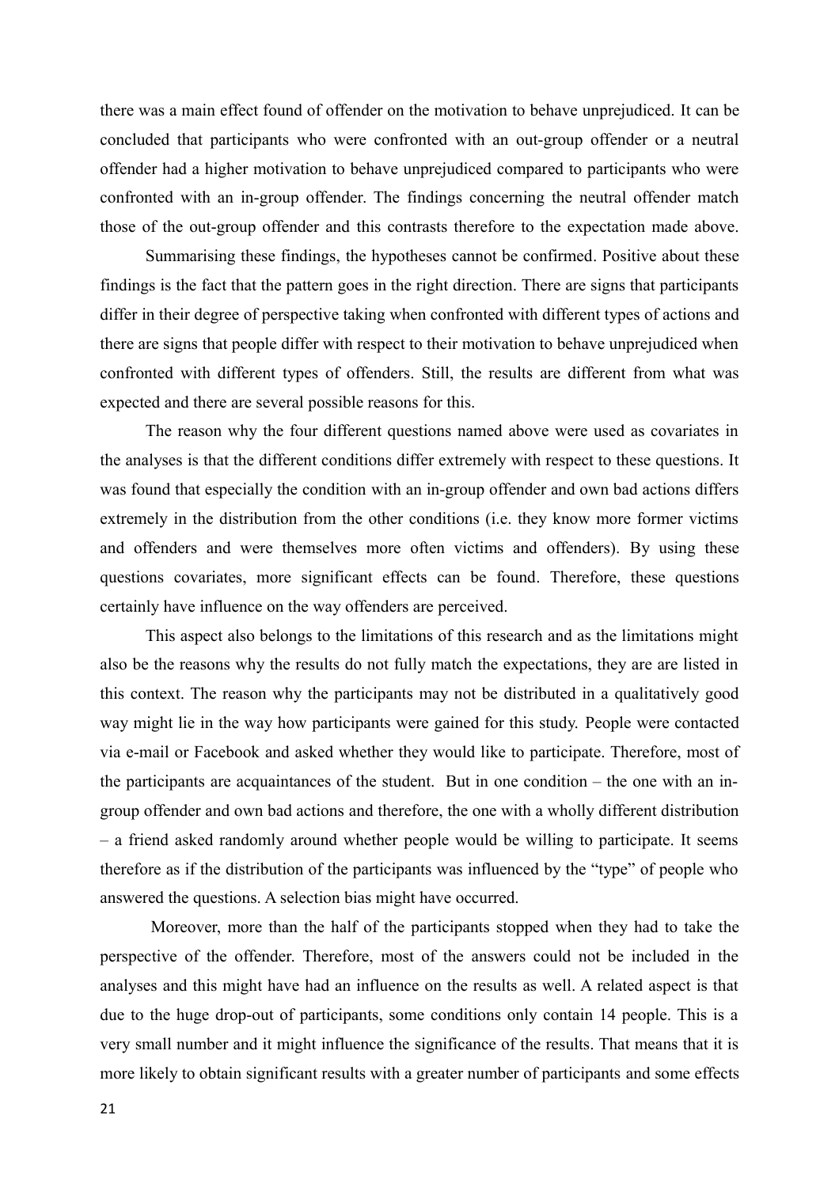there was a main effect found of offender on the motivation to behave unprejudiced. It can be concluded that participants who were confronted with an out-group offender or a neutral offender had a higher motivation to behave unprejudiced compared to participants who were confronted with an in-group offender. The findings concerning the neutral offender match those of the out-group offender and this contrasts therefore to the expectation made above.

Summarising these findings, the hypotheses cannot be confirmed. Positive about these findings is the fact that the pattern goes in the right direction. There are signs that participants differ in their degree of perspective taking when confronted with different types of actions and there are signs that people differ with respect to their motivation to behave unprejudiced when confronted with different types of offenders. Still, the results are different from what was expected and there are several possible reasons for this.

The reason why the four different questions named above were used as covariates in the analyses is that the different conditions differ extremely with respect to these questions. It was found that especially the condition with an in-group offender and own bad actions differs extremely in the distribution from the other conditions (i.e. they know more former victims and offenders and were themselves more often victims and offenders). By using these questions covariates, more significant effects can be found. Therefore, these questions certainly have influence on the way offenders are perceived.

This aspect also belongs to the limitations of this research and as the limitations might also be the reasons why the results do not fully match the expectations, they are are listed in this context. The reason why the participants may not be distributed in a qualitatively good way might lie in the way how participants were gained for this study. People were contacted via e-mail or Facebook and asked whether they would like to participate. Therefore, most of the participants are acquaintances of the student. But in one condition – the one with an in-group offender and own bad actions and therefore, the one with a wholly different distribution – a friend asked randomly around whether people would be willing to participate. It seems therefore as if the distribution of the participants was influenced by the "type" of people who answered the questions. A selection bias might have occurred.

Moreover, more than the half of the participants stopped when they had to take the perspective of the offender. Therefore, most of the answers could not be included in the analyses and this might have had an influence on the results as well. A related aspect is that due to the huge drop-out of participants, some conditions only contain 14 people. This is a very small number and it might influence the significance of the results. That means that it is more likely to obtain significant results with a greater number of participants and some effects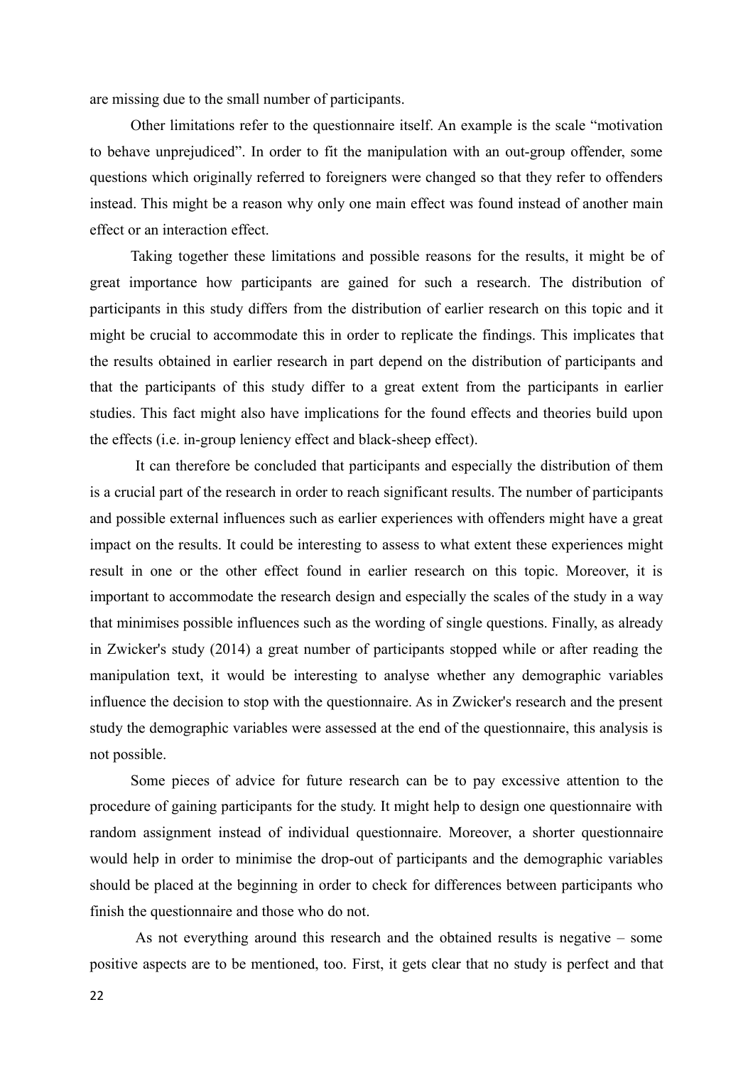are missing due to the small number of participants.

Other limitations refer to the questionnaire itself. An example is the scale "motivation to behave unprejudiced". In order to fit the manipulation with an out-group offender, some questions which originally referred to foreigners were changed so that they refer to offenders instead. This might be a reason why only one main effect was found instead of another main effect or an interaction effect.

Taking together these limitations and possible reasons for the results, it might be of great importance how participants are gained for such a research. The distribution of participants in this study differs from the distribution of earlier research on this topic and it might be crucial to accommodate this in order to replicate the findings. This implicates that the results obtained in earlier research in part depend on the distribution of participants and that the participants of this study differ to a great extent from the participants in earlier studies. This fact might also have implications for the found effects and theories build upon the effects (i.e. in-group leniency effect and black-sheep effect).

It can therefore be concluded that participants and especially the distribution of them is a crucial part of the research in order to reach significant results. The number of participants and possible external influences such as earlier experiences with offenders might have a great impact on the results. It could be interesting to assess to what extent these experiences might result in one or the other effect found in earlier research on this topic. Moreover, it is important to accommodate the research design and especially the scales of the study in a way that minimises possible influences such as the wording of single questions. Finally, as already in Zwicker's study (2014) a great number of participants stopped while or after reading the manipulation text, it would be interesting to analyse whether any demographic variables influence the decision to stop with the questionnaire. As in Zwicker's research and the present study the demographic variables were assessed at the end of the questionnaire, this analysis is not possible.

Some pieces of advice for future research can be to pay excessive attention to the procedure of gaining participants for the study. It might help to design one questionnaire with random assignment instead of individual questionnaire. Moreover, a shorter questionnaire would help in order to minimise the drop-out of participants and the demographic variables should be placed at the beginning in order to check for differences between participants who finish the questionnaire and those who do not.

As not everything around this research and the obtained results is negative – some positive aspects are to be mentioned, too. First, it gets clear that no study is perfect and that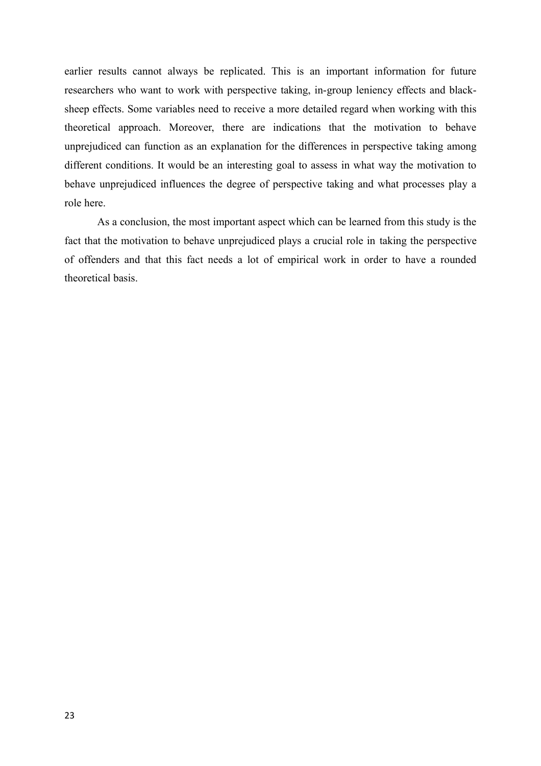earlier results cannot always be replicated. This is an important information for future researchers who want to work with perspective taking, in-group leniency effects and black-sheep effects. Some variables need to receive a more detailed regard when working with this theoretical approach. Moreover, there are indications that the motivation to behave unprejudiced can function as an explanation for the differences in perspective taking among different conditions. It would be an interesting goal to assess in what way the motivation to behave unprejudiced influences the degree of perspective taking and what processes play a role here.

As a conclusion, the most important aspect which can be learned from this study is the fact that the motivation to behave unprejudiced plays a crucial role in taking the perspective of offenders and that this fact needs a lot of empirical work in order to have a rounded theoretical basis.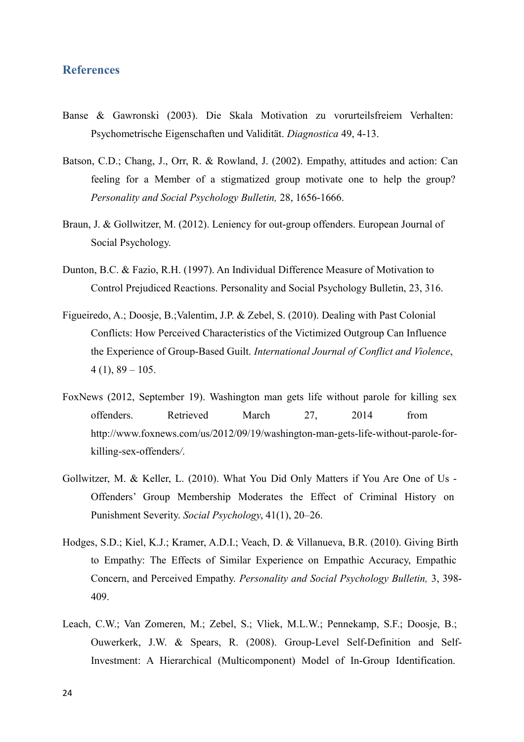## References

Banse & Gawronski (2003). Die Skala Motivation zu vorurteilsfreiem Verhalten: Psychometrische Eigenschaften und Validität. *Diagnostica* 49, 4-13.

Batson, C.D.; Chang, J., Orr, R. & Rowland, J. (2002). Empathy, attitudes and action: Can feeling for a Member of a stigmatized group motivate one to help the group? *Personality and Social Psychology Bulletin,* 28, 1656-1666.

Braun, J. & Gollwitzer, M. (2012). Leniency for out-group offenders. European Journal of Social Psychology.

Dunton, B.C. & Fazio, R.H. (1997). An Individual Difference Measure of Motivation to Control Prejudiced Reactions. Personality and Social Psychology Bulletin, 23, 316.

Figueiredo, A.; Doosje, B.;Valentim, J.P. & Zebel, S. (2010). Dealing with Past Colonial Conflicts: How Perceived Characteristics of the Victimized Outgroup Can Influence the Experience of Group-Based Guilt. *International Journal of Conflict and Violence*, 4 (1), 89 – 105.

FoxNews (2012, September 19). Washington man gets life without parole for killing sex offenders. Retrieved March 27, 2014 from http://www.foxnews.com/us/2012/09/19/washington-man-gets-life-without-parole-for-killing-sex-offenders/.

Gollwitzer, M. & Keller, L. (2010). What You Did Only Matters if You Are One of Us - Offenders' Group Membership Moderates the Effect of Criminal History on Punishment Severity. *Social Psychology*, 41(1), 20–26.

Hodges, S.D.; Kiel, K.J.; Kramer, A.D.I.; Veach, D. & Villanueva, B.R. (2010). Giving Birth to Empathy: The Effects of Similar Experience on Empathic Accuracy, Empathic Concern, and Perceived Empathy. *Personality and Social Psychology Bulletin,* 3, 398-409.

Leach, C.W.; Van Zomeren, M.; Zebel, S.; Vliek, M.L.W.; Pennekamp, S.F.; Doosje, B.; Ouwerkerk, J.W. & Spears, R. (2008). Group-Level Self-Definition and Self-Investment: A Hierarchical (Multicomponent) Model of In-Group Identification.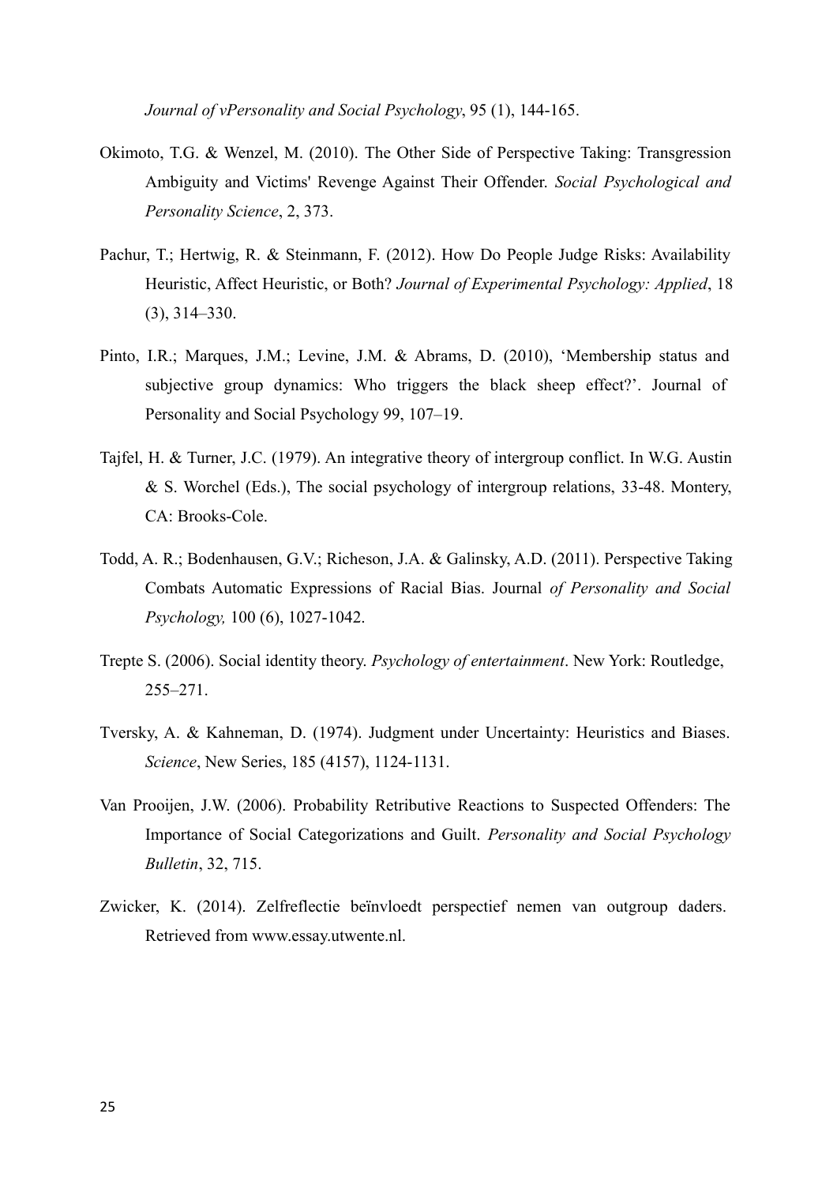*Journal of vPersonality and Social Psychology*, 95 (1), 144-165.

Okimoto, T.G. & Wenzel, M. (2010). The Other Side of Perspective Taking: Transgression Ambiguity and Victims' Revenge Against Their Offender. *Social Psychological and Personality Science*, 2, 373.

Pachur, T.; Hertwig, R. & Steinmann, F. (2012). How Do People Judge Risks: Availability Heuristic, Affect Heuristic, or Both? *Journal of Experimental Psychology: Applied*, 18 (3), 314–330.

Pinto, I.R.; Marques, J.M.; Levine, J.M. & Abrams, D. (2010), 'Membership status and subjective group dynamics: Who triggers the black sheep effect?'. Journal of Personality and Social Psychology 99, 107–19.

Tajfel, H. & Turner, J.C. (1979). An integrative theory of intergroup conflict. In W.G. Austin & S. Worchel (Eds.), The social psychology of intergroup relations, 33-48. Montery, CA: Brooks-Cole.

Todd, A. R.; Bodenhausen, G.V.; Richeson, J.A. & Galinsky, A.D. (2011). Perspective Taking Combats Automatic Expressions of Racial Bias. Journal *of Personality and Social Psychology,* 100 (6), 1027-1042.

Trepte S. (2006). Social identity theory. *Psychology of entertainment*. New York: Routledge, 255–271.

Tversky, A. & Kahneman, D. (1974). Judgment under Uncertainty: Heuristics and Biases. *Science*, New Series, 185 (4157), 1124-1131.

Van Prooijen, J.W. (2006). Probability Retributive Reactions to Suspected Offenders: The Importance of Social Categorizations and Guilt. *Personality and Social Psychology Bulletin*, 32, 715.

Zwicker, K. (2014). Zelfreflectie beïnvloedt perspectief nemen van outgroup daders. Retrieved from www.essay.utwente.nl.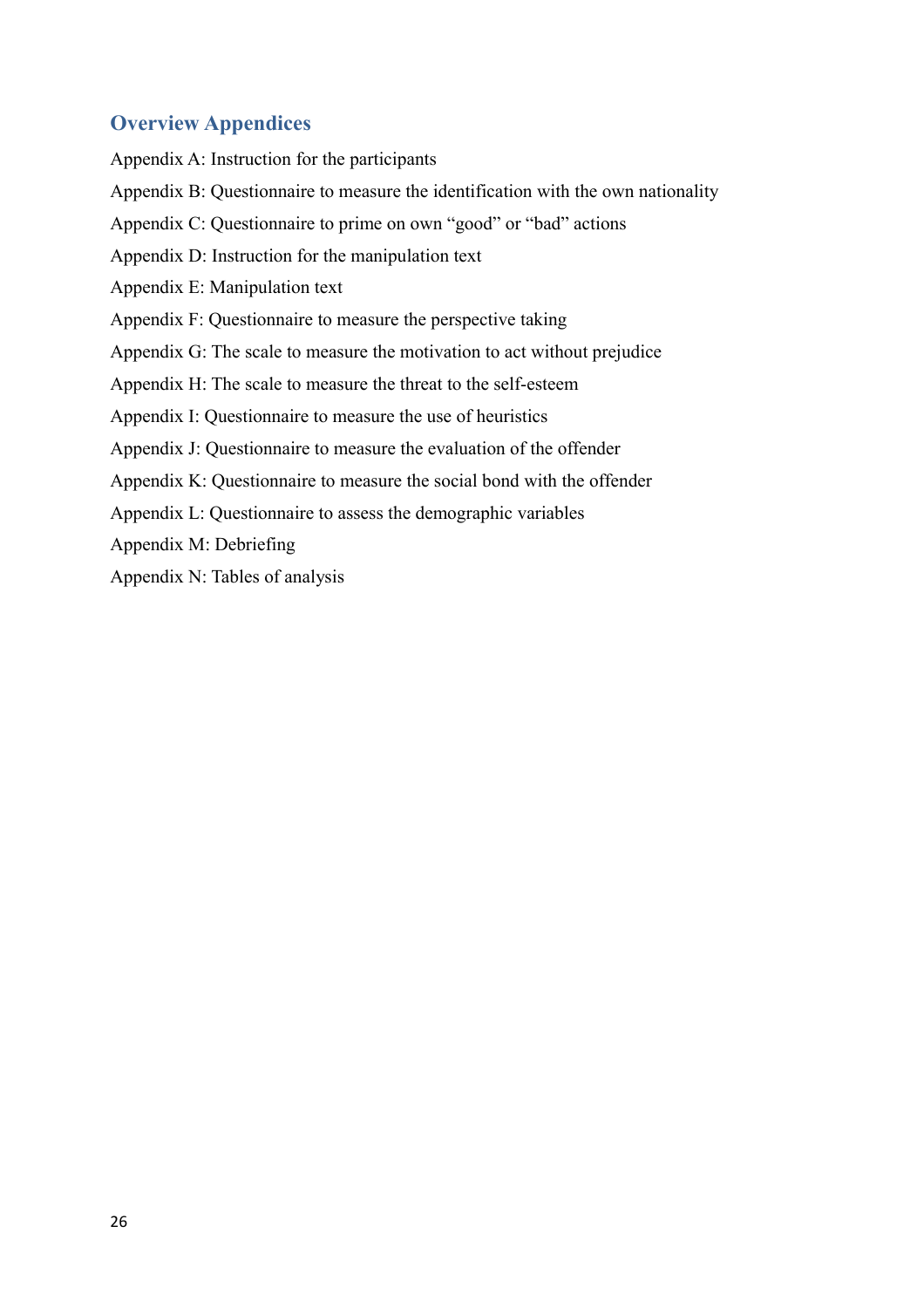## Overview Appendices

Appendix A: Instruction for the participants

Appendix B: Questionnaire to measure the identification with the own nationality

Appendix C: Questionnaire to prime on own “good” or “bad” actions

Appendix D: Instruction for the manipulation text

Appendix E: Manipulation text

Appendix F: Questionnaire to measure the perspective taking

Appendix G: The scale to measure the motivation to act without prejudice

Appendix H: The scale to measure the threat to the self-esteem

Appendix I: Questionnaire to measure the use of heuristics

Appendix J: Questionnaire to measure the evaluation of the offender

Appendix K: Questionnaire to measure the social bond with the offender

Appendix L: Questionnaire to assess the demographic variables

Appendix M: Debriefing

Appendix N: Tables of analysis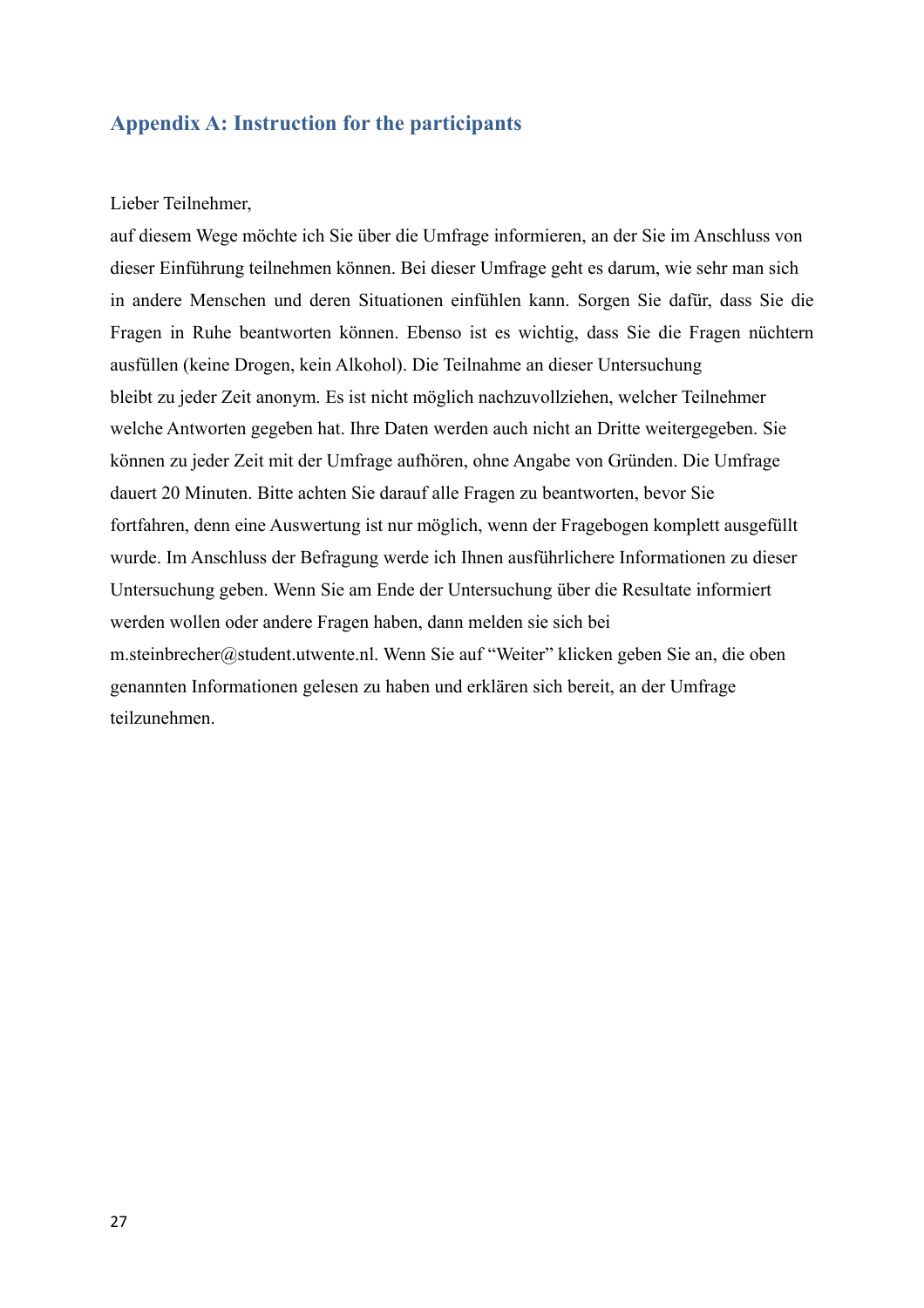## Appendix A: Instruction for the participants

Lieber Teilnehmer,

auf diesem Wege möchte ich Sie über die Umfrage informieren, an der Sie im Anschluss von dieser Einführung teilnehmen können. Bei dieser Umfrage geht es darum, wie sehr man sich in andere Menschen und deren Situationen einfühlen kann. Sorgen Sie dafür, dass Sie die Fragen in Ruhe beantworten können. Ebenso ist es wichtig, dass Sie die Fragen nüchtern ausfüllen (keine Drogen, kein Alkohol). Die Teilnahme an dieser Untersuchung bleibt zu jeder Zeit anonym. Es ist nicht möglich nachzuvollziehen, welcher Teilnehmer welche Antworten gegeben hat. Ihre Daten werden auch nicht an Dritte weitergegeben. Sie können zu jeder Zeit mit der Umfrage aufhören, ohne Angabe von Gründen. Die Umfrage dauert 20 Minuten. Bitte achten Sie darauf alle Fragen zu beantworten, bevor Sie fortfahren, denn eine Auswertung ist nur möglich, wenn der Fragebogen komplett ausgefüllt wurde. Im Anschluss der Befragung werde ich Ihnen ausführlichere Informationen zu dieser Untersuchung geben. Wenn Sie am Ende der Untersuchung über die Resultate informiert werden wollen oder andere Fragen haben, dann melden sie sich bei m.steinbrecher@student.utwente.nl. Wenn Sie auf "Weiter" klicken geben Sie an, die oben genannten Informationen gelesen zu haben und erklären sich bereit, an der Umfrage teilzunehmen.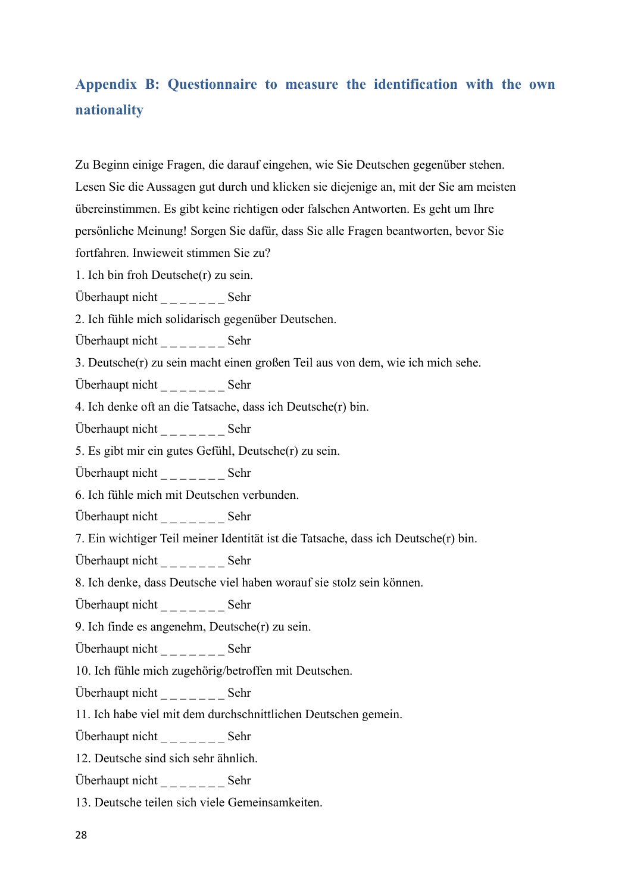## Appendix B: Questionnaire to measure the identification with the own nationality

Zu Beginn einige Fragen, die darauf eingehen, wie Sie Deutschen gegenüber stehen. Lesen Sie die Aussagen gut durch und klicken sie diejenige an, mit der Sie am meisten übereinstimmen. Es gibt keine richtigen oder falschen Antworten. Es geht um Ihre persönliche Meinung! Sorgen Sie dafür, dass Sie alle Fragen beantworten, bevor Sie fortfahren. Inwieweit stimmen Sie zu?

1. Ich bin froh Deutsche(r) zu sein.

Überhaupt nicht _ _ _ _ _ _ _ Sehr

2. Ich fühle mich solidarisch gegenüber Deutschen.

Überhaupt nicht _ _ _ _ _ _ _ Sehr

3. Deutsche(r) zu sein macht einen großen Teil aus von dem, wie ich mich sehe.

Überhaupt nicht _ _ _ _ _ _ _ Sehr

4. Ich denke oft an die Tatsache, dass ich Deutsche(r) bin.

Überhaupt nicht _ _ _ _ _ _ _ Sehr

5. Es gibt mir ein gutes Gefühl, Deutsche(r) zu sein.

Überhaupt nicht _ _ _ _ _ _ _ Sehr

6. Ich fühle mich mit Deutschen verbunden.

Überhaupt nicht _ _ _ _ _ _ _ Sehr

7. Ein wichtiger Teil meiner Identität ist die Tatsache, dass ich Deutsche(r) bin.

Überhaupt nicht _ _ _ _ _ _ _ Sehr

8. Ich denke, dass Deutsche viel haben worauf sie stolz sein können.

Überhaupt nicht _ _ _ _ _ _ _ Sehr

9. Ich finde es angenehm, Deutsche(r) zu sein.

Überhaupt nicht _ _ _ _ _ _ _ Sehr

10. Ich fühle mich zugehörig/betroffen mit Deutschen.

Überhaupt nicht _ _ _ _ _ _ _ Sehr

11. Ich habe viel mit dem durchschnittlichen Deutschen gemein.

Überhaupt nicht _ _ _ _ _ _ _ Sehr

12. Deutsche sind sich sehr ähnlich.

Überhaupt nicht _ _ _ _ _ _ _ Sehr

13. Deutsche teilen sich viele Gemeinsamkeiten.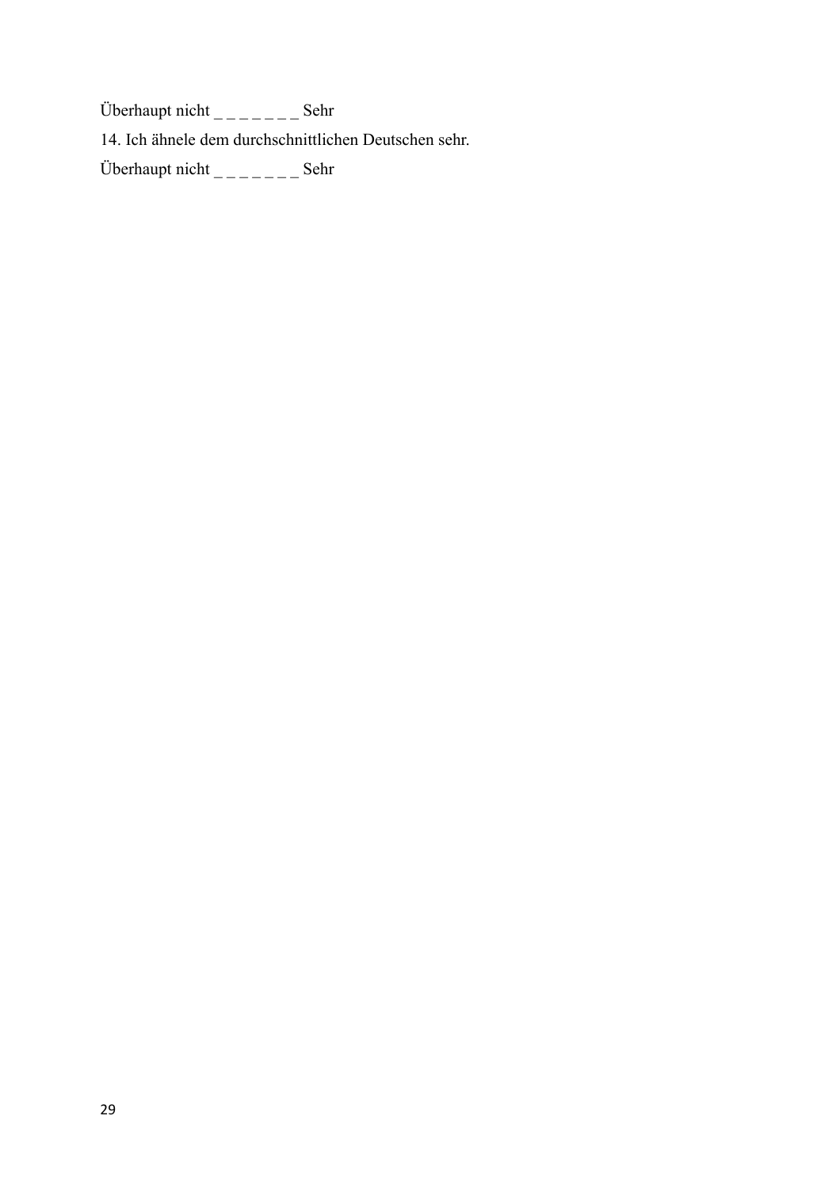Überhaupt nicht _ _ _ _ _ _ _ Sehr

14. Ich ähnele dem durchschnittlichen Deutschen sehr.

Überhaupt nicht _ _ _ _ _ _ _ Sehr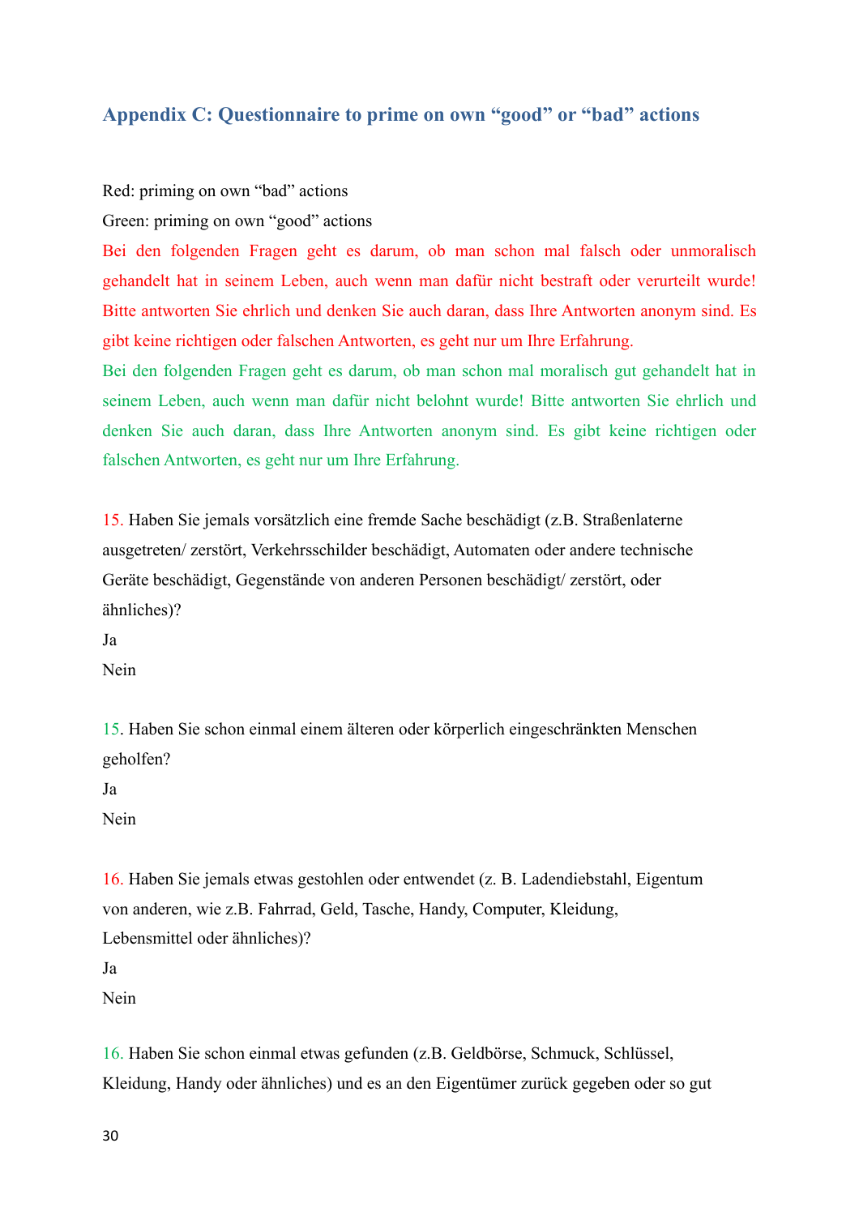## Appendix C: Questionnaire to prime on own "good" or "bad" actions

Red: priming on own "bad" actions

Green: priming on own "good" actions

Bei den folgenden Fragen geht es darum, ob man schon mal falsch oder unmoralisch gehandelt hat in seinem Leben, auch wenn man dafür nicht bestraft oder verurteilt wurde! Bitte antworten Sie ehrlich und denken Sie auch daran, dass Ihre Antworten anonym sind. Es gibt keine richtigen oder falschen Antworten, es geht nur um Ihre Erfahrung.

Bei den folgenden Fragen geht es darum, ob man schon mal moralisch gut gehandelt hat in seinem Leben, auch wenn man dafür nicht belohnt wurde! Bitte antworten Sie ehrlich und denken Sie auch daran, dass Ihre Antworten anonym sind. Es gibt keine richtigen oder falschen Antworten, es geht nur um Ihre Erfahrung.

15. Haben Sie jemals vorsätzlich eine fremde Sache beschädigt (z.B. Straßenlaterne ausgetreten/ zerstört, Verkehrsschilder beschädigt, Automaten oder andere technische Geräte beschädigt, Gegenstände von anderen Personen beschädigt/ zerstört, oder ähnliches)?

Ja

Nein

15. Haben Sie schon einmal einem älteren oder körperlich eingeschränkten Menschen geholfen?

Ja

Nein

16. Haben Sie jemals etwas gestohlen oder entwendet (z. B. Ladendiebstahl, Eigentum von anderen, wie z.B. Fahrrad, Geld, Tasche, Handy, Computer, Kleidung, Lebensmittel oder ähnliches)?

Ja

Nein

16. Haben Sie schon einmal etwas gefunden (z.B. Geldbörse, Schmuck, Schlüssel, Kleidung, Handy oder ähnliches) und es an den Eigentümer zurück gegeben oder so gut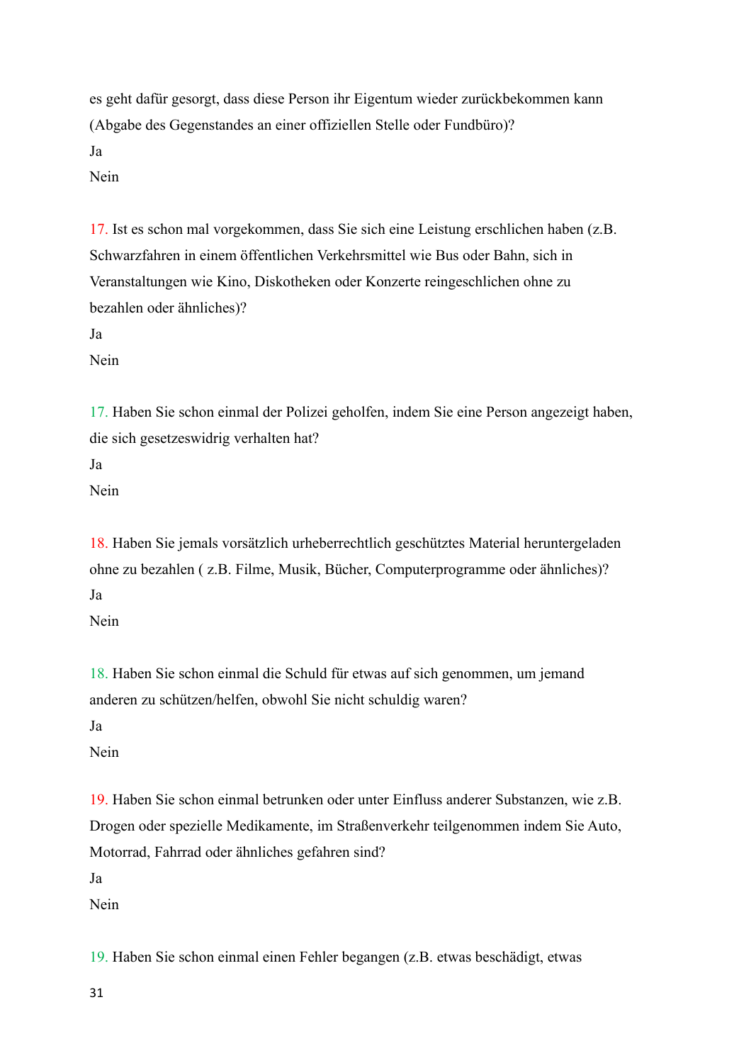es geht dafür gesorgt, dass diese Person ihr Eigentum wieder zurückbekommen kann (Abgabe des Gegenstandes an einer offiziellen Stelle oder Fundbüro)?

Ja

Nein

17. Ist es schon mal vorgekommen, dass Sie sich eine Leistung erschlichen haben (z.B. Schwarzfahren in einem öffentlichen Verkehrsmittel wie Bus oder Bahn, sich in Veranstaltungen wie Kino, Diskotheken oder Konzerte reingeschlichen ohne zu bezahlen oder ähnliches)?

Ja

Nein

17. Haben Sie schon einmal der Polizei geholfen, indem Sie eine Person angezeigt haben, die sich gesetzeswidrig verhalten hat?

Ja

Nein

18. Haben Sie jemals vorsätzlich urheberrechtlich geschütztes Material heruntergeladen ohne zu bezahlen ( z.B. Filme, Musik, Bücher, Computerprogramme oder ähnliches)?

Ja

Nein

18. Haben Sie schon einmal die Schuld für etwas auf sich genommen, um jemand anderen zu schützen/helfen, obwohl Sie nicht schuldig waren?

Ja

Nein

19. Haben Sie schon einmal betrunken oder unter Einfluss anderer Substanzen, wie z.B. Drogen oder spezielle Medikamente, im Straßenverkehr teilgenommen indem Sie Auto, Motorrad, Fahrrad oder ähnliches gefahren sind?

Ja

Nein

19. Haben Sie schon einmal einen Fehler begangen (z.B. etwas beschädigt, etwas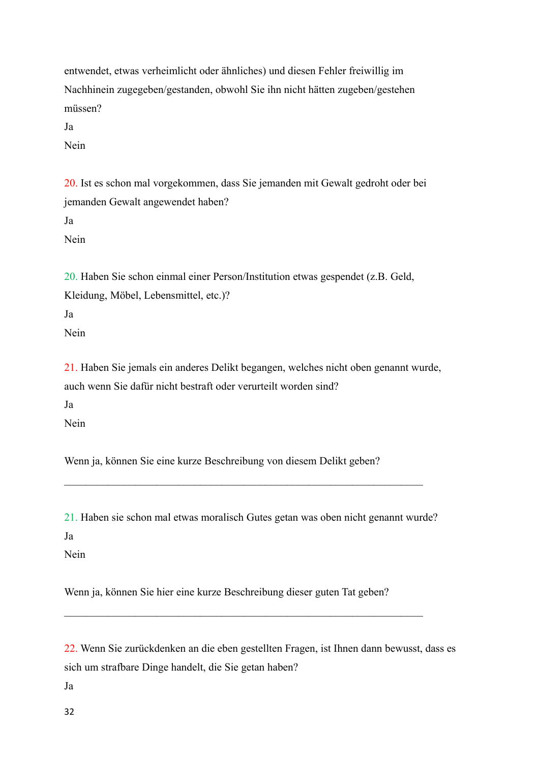entwendet, etwas verheimlicht oder ähnliches) und diesen Fehler freiwillig im Nachhinein zugegeben/gestanden, obwohl Sie ihn nicht hätten zugeben/gestehen müssen?

Ja

Nein

20. Ist es schon mal vorgekommen, dass Sie jemanden mit Gewalt gedroht oder bei jemanden Gewalt angewendet haben?

Ja

Nein

20. Haben Sie schon einmal einer Person/Institution etwas gespendet (z.B. Geld, Kleidung, Möbel, Lebensmittel, etc.)?

Ja

Nein

21. Haben Sie jemals ein anderes Delikt begangen, welches nicht oben genannt wurde, auch wenn Sie dafür nicht bestraft oder verurteilt worden sind?

Ja

Nein

Wenn ja, können Sie eine kurze Beschreibung von diesem Delikt geben?

______________________________________________________________________

21. Haben sie schon mal etwas moralisch Gutes getan was oben nicht genannt wurde?

Ja

Nein

Wenn ja, können Sie hier eine kurze Beschreibung dieser guten Tat geben?

______________________________________________________________________

22. Wenn Sie zurückdenken an die eben gestellten Fragen, ist Ihnen dann bewusst, dass es sich um strafbare Dinge handelt, die Sie getan haben?

Ja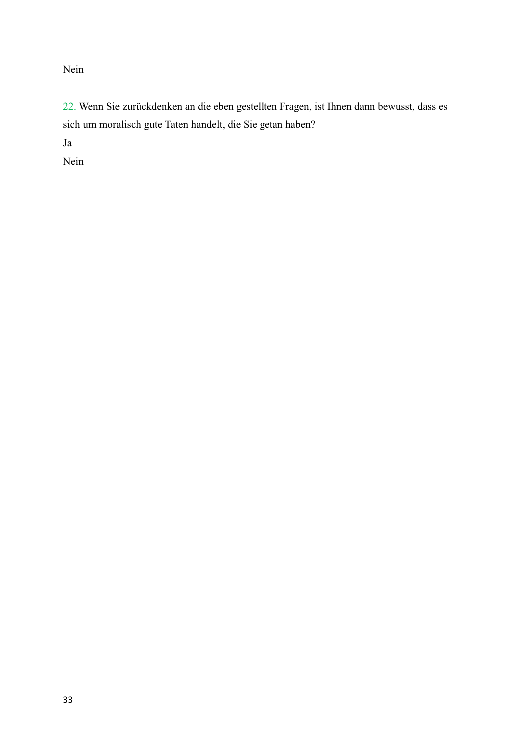Nein

22. Wenn Sie zurückdenken an die eben gestellten Fragen, ist Ihnen dann bewusst, dass es sich um moralisch gute Taten handelt, die Sie getan haben?

Ja

Nein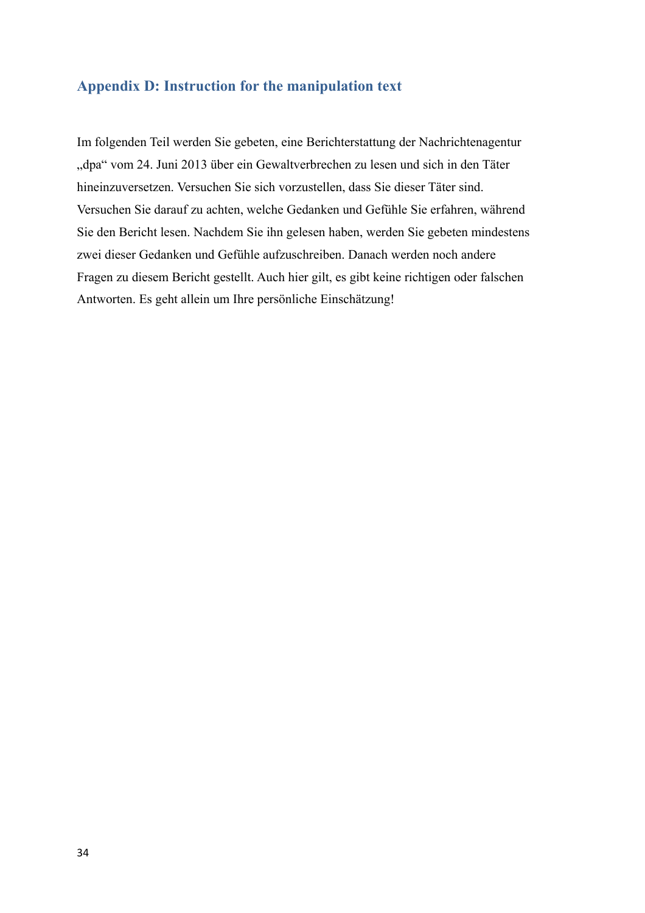## Appendix D: Instruction for the manipulation text

Im folgenden Teil werden Sie gebeten, eine Berichterstattung der Nachrichtenagentur „dpa" vom 24. Juni 2013 über ein Gewaltverbrechen zu lesen und sich in den Täter hineinzuversetzen. Versuchen Sie sich vorzustellen, dass Sie dieser Täter sind. Versuchen Sie darauf zu achten, welche Gedanken und Gefühle Sie erfahren, während Sie den Bericht lesen. Nachdem Sie ihn gelesen haben, werden Sie gebeten mindestens zwei dieser Gedanken und Gefühle aufzuschreiben. Danach werden noch andere Fragen zu diesem Bericht gestellt. Auch hier gilt, es gibt keine richtigen oder falschen Antworten. Es geht allein um Ihre persönliche Einschätzung!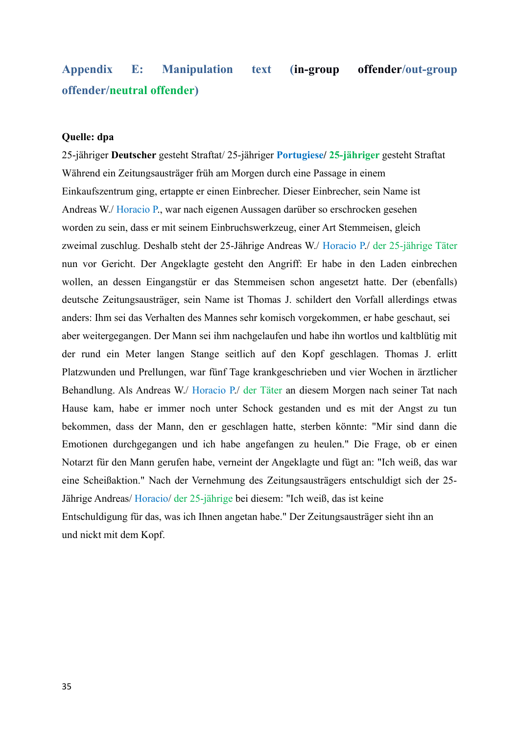## Appendix E: Manipulation text (**in-group offender**/out-group offender/neutral offender)

**Quelle: dpa**

25-jähriger **Deutscher** gesteht Straftat/ 25-jähriger **Portugiese**/ **25-jähriger** gesteht Straftat

Während ein Zeitungsausträger früh am Morgen durch eine Passage in einem Einkaufszentrum ging, ertappte er einen Einbrecher. Dieser Einbrecher, sein Name ist Andreas W./ Horacio P., war nach eigenen Aussagen darüber so erschrocken gesehen worden zu sein, dass er mit seinem Einbruchswerkzeug, einer Art Stemmeisen, gleich zweimal zuschlug. Deshalb steht der 25-Jährige Andreas W./ Horacio P./ der 25-jährige Täter nun vor Gericht. Der Angeklagte gesteht den Angriff: Er habe in den Laden einbrechen wollen, an dessen Eingangstür er das Stemmeisen schon angesetzt hatte. Der (ebenfalls) deutsche Zeitungsausträger, sein Name ist Thomas J. schildert den Vorfall allerdings etwas anders: Ihm sei das Verhalten des Mannes sehr komisch vorgekommen, er habe geschaut, sei aber weitergegangen. Der Mann sei ihm nachgelaufen und habe ihn wortlos und kaltblütig mit der rund ein Meter langen Stange seitlich auf den Kopf geschlagen. Thomas J. erlitt Platzwunden und Prellungen, war fünf Tage krankgeschrieben und vier Wochen in ärztlicher Behandlung. Als Andreas W./ Horacio P./ der Täter an diesem Morgen nach seiner Tat nach Hause kam, habe er immer noch unter Schock gestanden und es mit der Angst zu tun bekommen, dass der Mann, den er geschlagen hatte, sterben könnte: "Mir sind dann die Emotionen durchgegangen und ich habe angefangen zu heulen." Die Frage, ob er einen Notarzt für den Mann gerufen habe, verneint der Angeklagte und fügt an: "Ich weiß, das war eine Scheißaktion." Nach der Vernehmung des Zeitungsausträgers entschuldigt sich der 25-Jährige Andreas/ Horacio/ der 25-jährige bei diesem: "Ich weiß, das ist keine Entschuldigung für das, was ich Ihnen angetan habe." Der Zeitungsausträger sieht ihn an und nickt mit dem Kopf.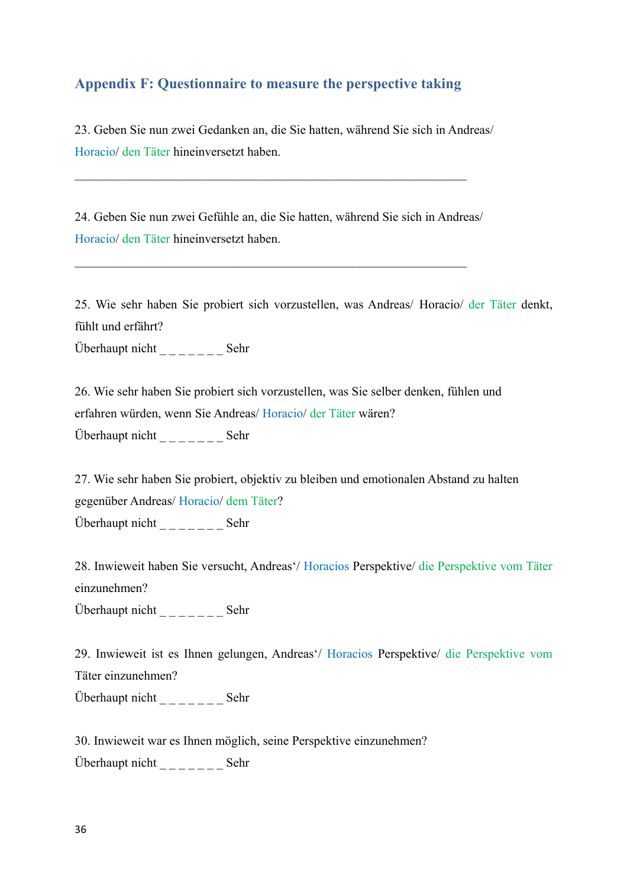## Appendix F: Questionnaire to measure the perspective taking

23. Geben Sie nun zwei Gedanken an, die Sie hatten, während Sie sich in Andreas/ Horacio/ den Täter hineinversetzt haben.

_______________________________________________________________

24. Geben Sie nun zwei Gefühle an, die Sie hatten, während Sie sich in Andreas/ Horacio/ den Täter hineinversetzt haben.

_______________________________________________________________

25. Wie sehr haben Sie probiert sich vorzustellen, was Andreas/ Horacio/ der Täter denkt, fühlt und erfährt?

Überhaupt nicht _ _ _ _ _ _ _ Sehr

26. Wie sehr haben Sie probiert sich vorzustellen, was Sie selber denken, fühlen und erfahren würden, wenn Sie Andreas/ Horacio/ der Täter wären?

Überhaupt nicht _ _ _ _ _ _ _ Sehr

27. Wie sehr haben Sie probiert, objektiv zu bleiben und emotionalen Abstand zu halten gegenüber Andreas/ Horacio/ dem Täter?

Überhaupt nicht _ _ _ _ _ _ _ Sehr

28. Inwieweit haben Sie versucht, Andreas'/ Horacios Perspektive/ die Perspektive vom Täter einzunehmen?

Überhaupt nicht _ _ _ _ _ _ _ Sehr

29. Inwieweit ist es Ihnen gelungen, Andreas'/ Horacios Perspektive/ die Perspektive vom Täter einzunehmen?

Überhaupt nicht _ _ _ _ _ _ _ Sehr

30. Inwieweit war es Ihnen möglich, seine Perspektive einzunehmen?

Überhaupt nicht _ _ _ _ _ _ _ Sehr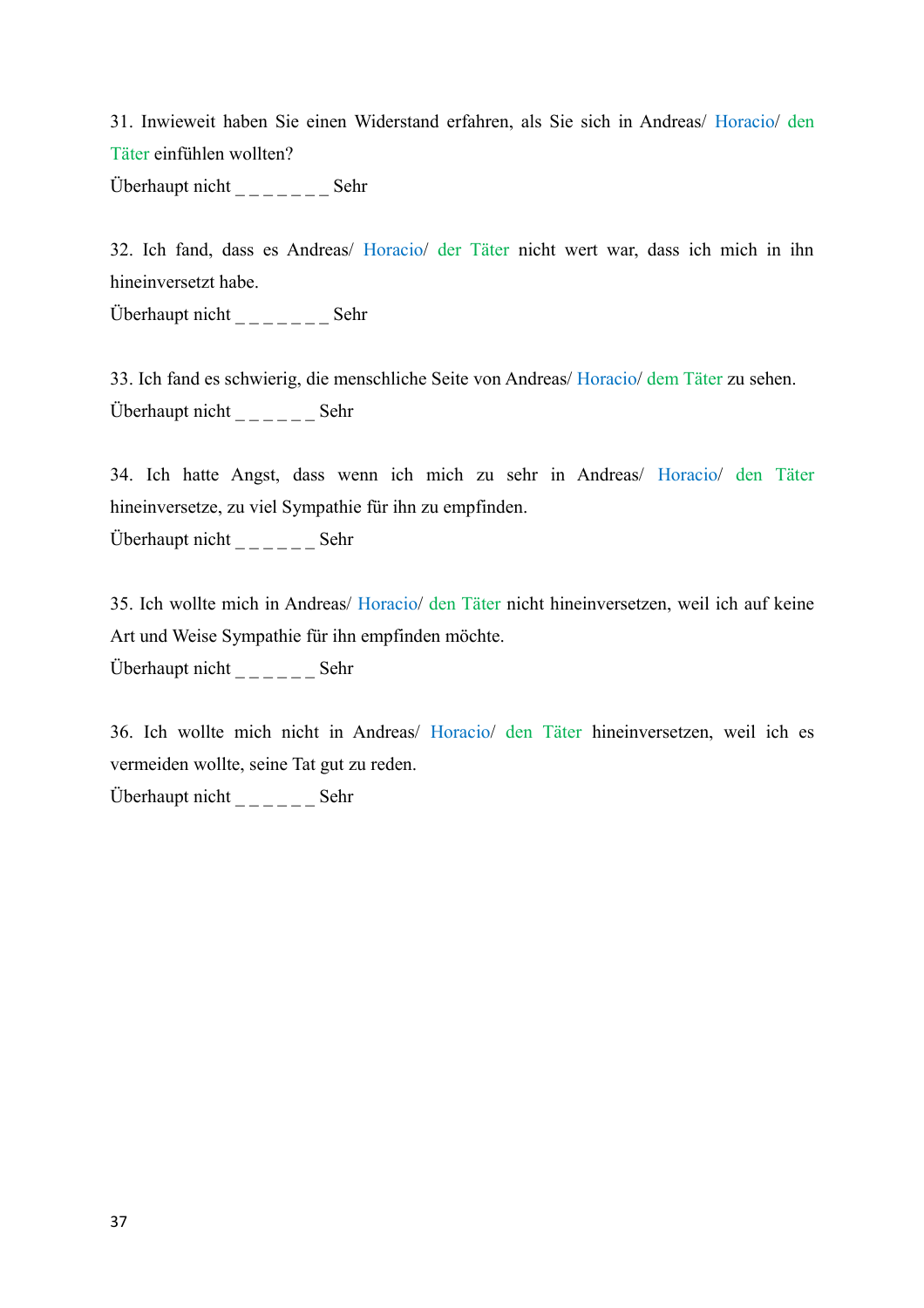31. Inwieweit haben Sie einen Widerstand erfahren, als Sie sich in Andreas/ Horacio/ den Täter einfühlen wollten?

Überhaupt nicht _ _ _ _ _ _ _ Sehr

32. Ich fand, dass es Andreas/ Horacio/ der Täter nicht wert war, dass ich mich in ihn hineinversetzt habe.

Überhaupt nicht _ _ _ _ _ _ _ Sehr

33. Ich fand es schwierig, die menschliche Seite von Andreas/ Horacio/ dem Täter zu sehen.

Überhaupt nicht _ _ _ _ _ _ Sehr

34. Ich hatte Angst, dass wenn ich mich zu sehr in Andreas/ Horacio/ den Täter hineinversetze, zu viel Sympathie für ihn zu empfinden.

Überhaupt nicht _ _ _ _ _ _ Sehr

35. Ich wollte mich in Andreas/ Horacio/ den Täter nicht hineinversetzen, weil ich auf keine Art und Weise Sympathie für ihn empfinden möchte.

Überhaupt nicht _ _ _ _ _ _ Sehr

36. Ich wollte mich nicht in Andreas/ Horacio/ den Täter hineinversetzen, weil ich es vermeiden wollte, seine Tat gut zu reden.

Überhaupt nicht _ _ _ _ _ _ Sehr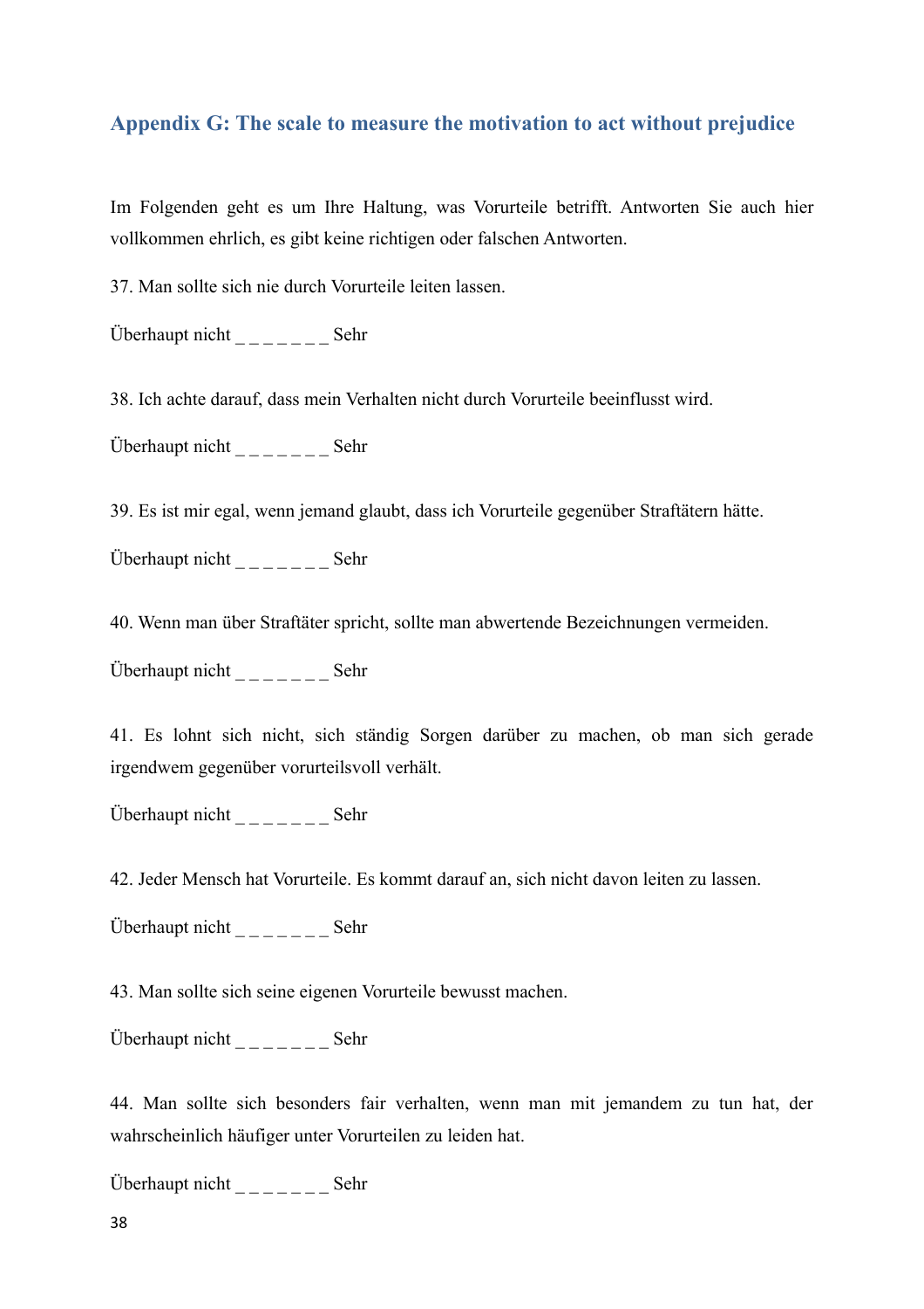## Appendix G: The scale to measure the motivation to act without prejudice

Im Folgenden geht es um Ihre Haltung, was Vorurteile betrifft. Antworten Sie auch hier vollkommen ehrlich, es gibt keine richtigen oder falschen Antworten.

37. Man sollte sich nie durch Vorurteile leiten lassen.

Überhaupt nicht _ _ _ _ _ _ _ Sehr

38. Ich achte darauf, dass mein Verhalten nicht durch Vorurteile beeinflusst wird.

Überhaupt nicht _ _ _ _ _ _ _ Sehr

39. Es ist mir egal, wenn jemand glaubt, dass ich Vorurteile gegenüber Straftätern hätte.

Überhaupt nicht _ _ _ _ _ _ _ Sehr

40. Wenn man über Straftäter spricht, sollte man abwertende Bezeichnungen vermeiden.

Überhaupt nicht _ _ _ _ _ _ _ Sehr

41. Es lohnt sich nicht, sich ständig Sorgen darüber zu machen, ob man sich gerade irgendwem gegenüber vorurteilsvoll verhält.

Überhaupt nicht _ _ _ _ _ _ _ Sehr

42. Jeder Mensch hat Vorurteile. Es kommt darauf an, sich nicht davon leiten zu lassen.

Überhaupt nicht _ _ _ _ _ _ _ Sehr

43. Man sollte sich seine eigenen Vorurteile bewusst machen.

Überhaupt nicht _ _ _ _ _ _ _ Sehr

44. Man sollte sich besonders fair verhalten, wenn man mit jemandem zu tun hat, der wahrscheinlich häufiger unter Vorurteilen zu leiden hat.

Überhaupt nicht _ _ _ _ _ _ _ Sehr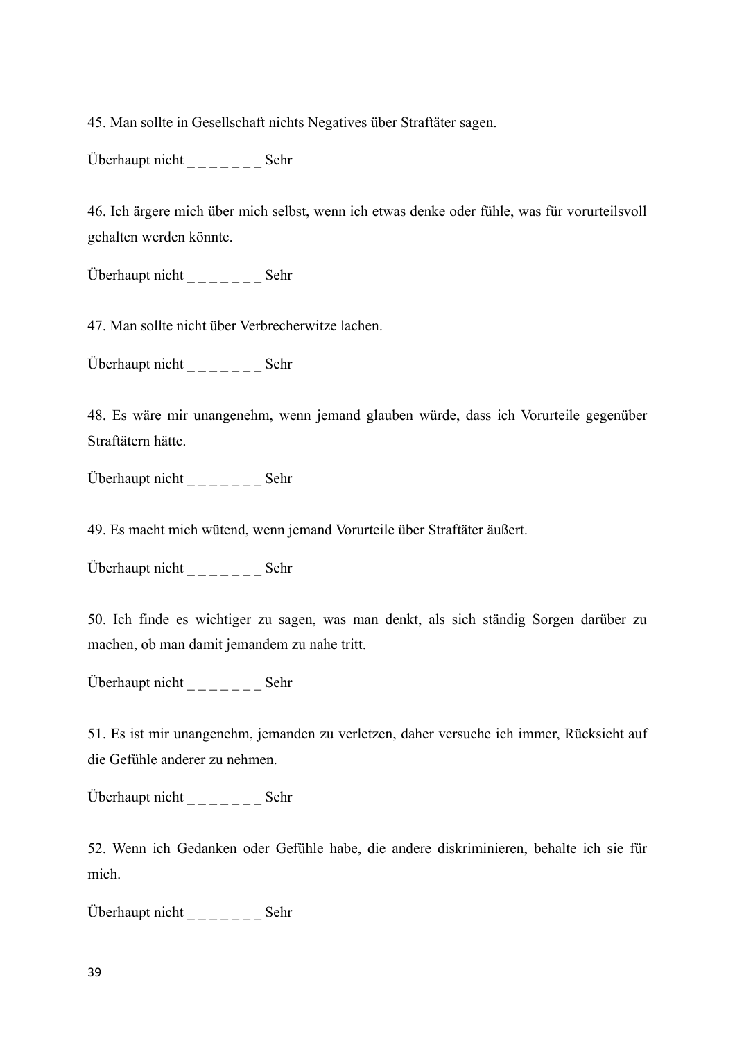45. Man sollte in Gesellschaft nichts Negatives über Straftäter sagen.

Überhaupt nicht _ _ _ _ _ _ _ Sehr

46. Ich ärgere mich über mich selbst, wenn ich etwas denke oder fühle, was für vorurteilsvoll gehalten werden könnte.

Überhaupt nicht _ _ _ _ _ _ _ Sehr

47. Man sollte nicht über Verbrecherwitze lachen.

Überhaupt nicht _ _ _ _ _ _ _ Sehr

48. Es wäre mir unangenehm, wenn jemand glauben würde, dass ich Vorurteile gegenüber Straftätern hätte.

Überhaupt nicht _ _ _ _ _ _ _ Sehr

49. Es macht mich wütend, wenn jemand Vorurteile über Straftäter äußert.

Überhaupt nicht _ _ _ _ _ _ _ Sehr

50. Ich finde es wichtiger zu sagen, was man denkt, als sich ständig Sorgen darüber zu machen, ob man damit jemandem zu nahe tritt.

Überhaupt nicht _ _ _ _ _ _ _ Sehr

51. Es ist mir unangenehm, jemanden zu verletzen, daher versuche ich immer, Rücksicht auf die Gefühle anderer zu nehmen.

Überhaupt nicht _ _ _ _ _ _ _ Sehr

52. Wenn ich Gedanken oder Gefühle habe, die andere diskriminieren, behalte ich sie für mich.

Überhaupt nicht _ _ _ _ _ _ _ Sehr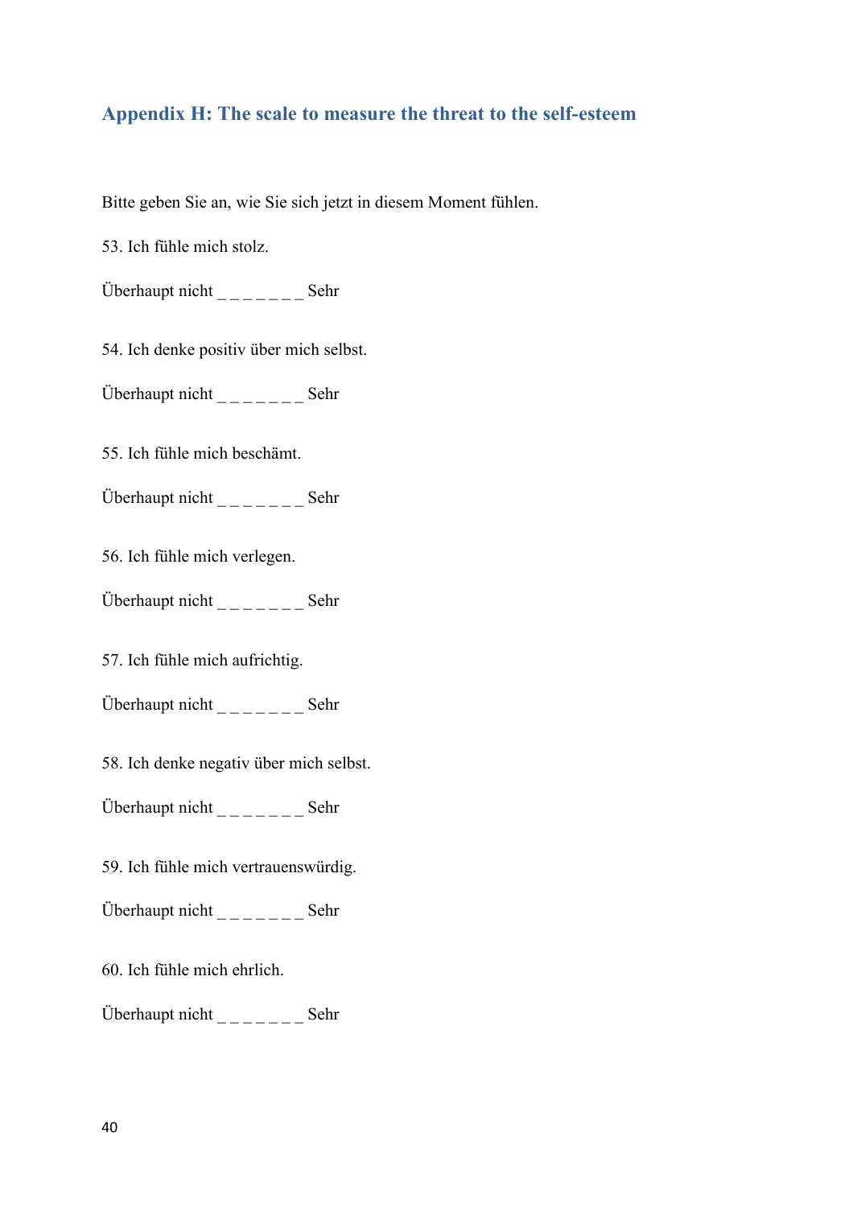## Appendix H: The scale to measure the threat to the self-esteem

Bitte geben Sie an, wie Sie sich jetzt in diesem Moment fühlen.

53. Ich fühle mich stolz.

Überhaupt nicht _ _ _ _ _ _ _ Sehr

54. Ich denke positiv über mich selbst.

Überhaupt nicht _ _ _ _ _ _ _ Sehr

55. Ich fühle mich beschämt.

Überhaupt nicht _ _ _ _ _ _ _ Sehr

56. Ich fühle mich verlegen.

Überhaupt nicht _ _ _ _ _ _ _ Sehr

57. Ich fühle mich aufrichtig.

Überhaupt nicht _ _ _ _ _ _ _ Sehr

58. Ich denke negativ über mich selbst.

Überhaupt nicht _ _ _ _ _ _ _ Sehr

59. Ich fühle mich vertrauenswürdig.

Überhaupt nicht _ _ _ _ _ _ _ Sehr

60. Ich fühle mich ehrlich.

Überhaupt nicht _ _ _ _ _ _ _ Sehr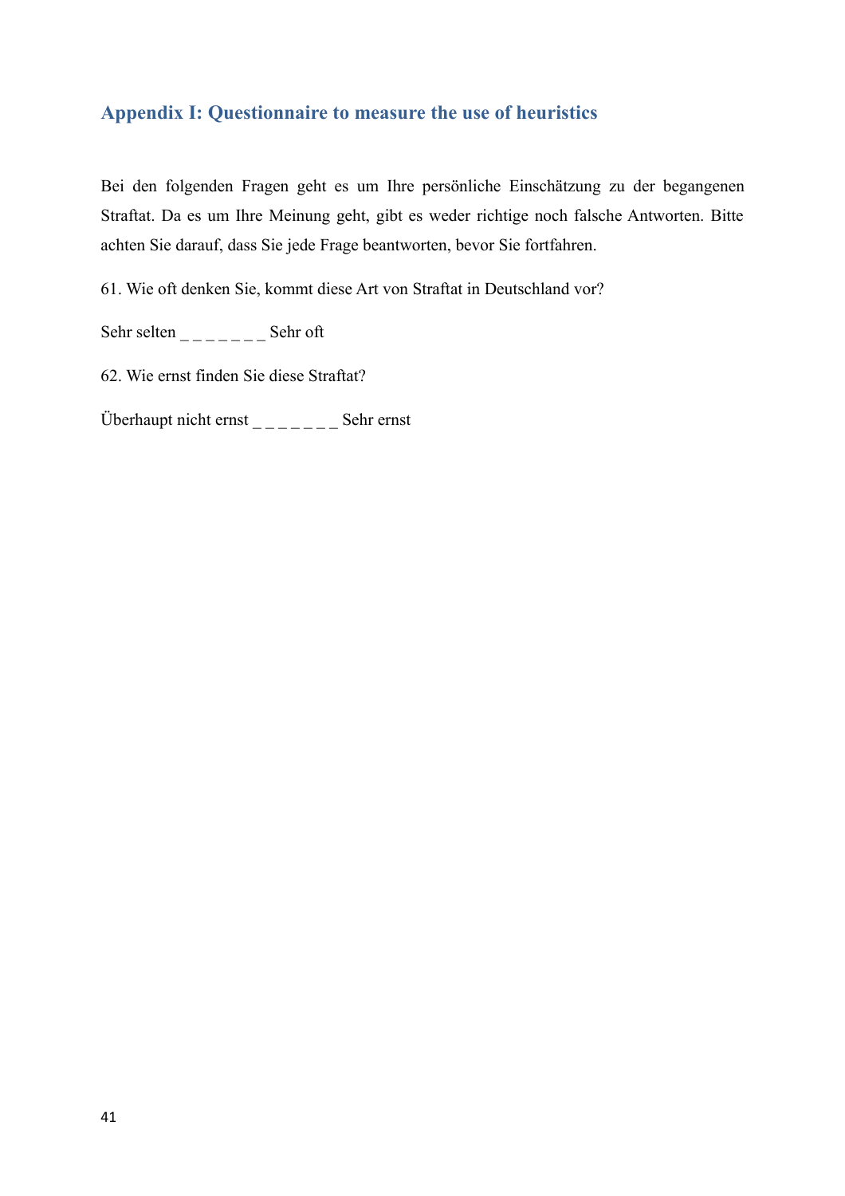## Appendix I: Questionnaire to measure the use of heuristics

Bei den folgenden Fragen geht es um Ihre persönliche Einschätzung zu der begangenen Straftat. Da es um Ihre Meinung geht, gibt es weder richtige noch falsche Antworten. Bitte achten Sie darauf, dass Sie jede Frage beantworten, bevor Sie fortfahren.

61. Wie oft denken Sie, kommt diese Art von Straftat in Deutschland vor?

Sehr selten _ _ _ _ _ _ _ Sehr oft

62. Wie ernst finden Sie diese Straftat?

Überhaupt nicht ernst _ _ _ _ _ _ _ Sehr ernst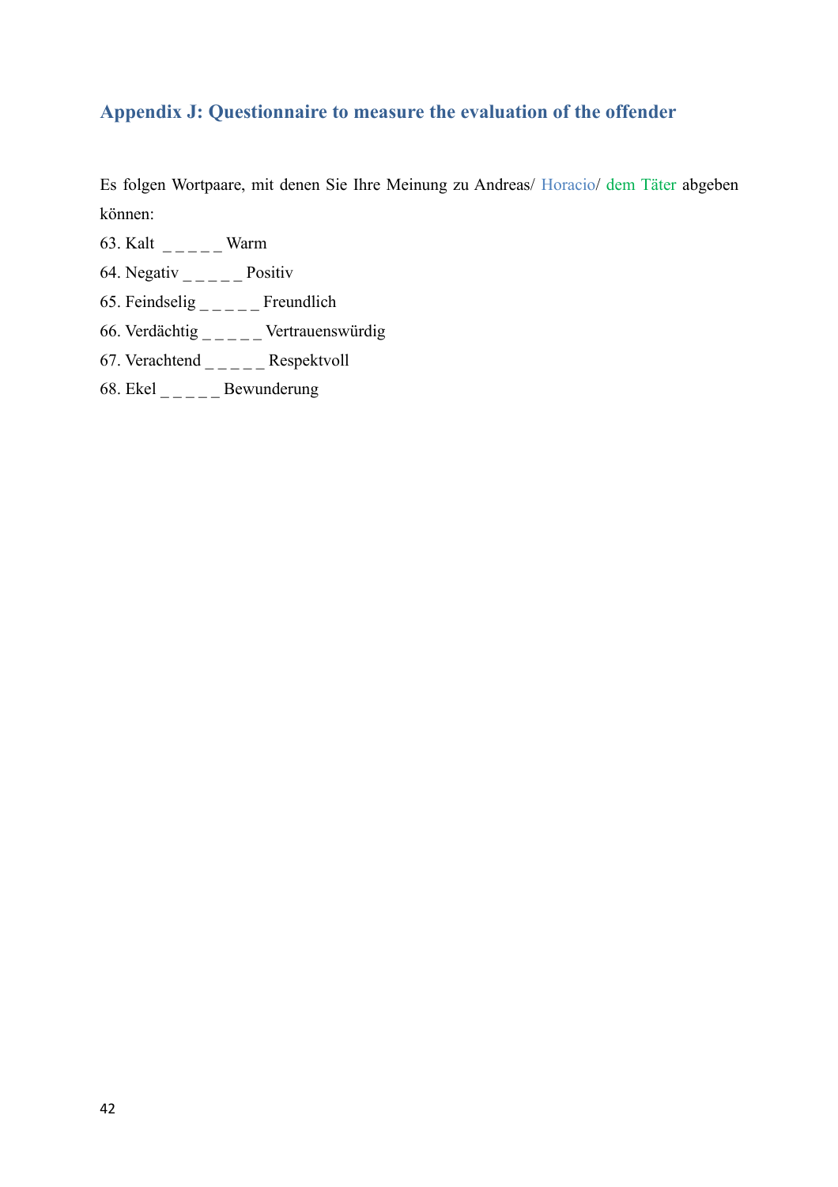## Appendix J: Questionnaire to measure the evaluation of the offender

Es folgen Wortpaare, mit denen Sie Ihre Meinung zu Andreas/ Horacio/ dem Täter abgeben können:

63. Kalt _ _ _ _ _ Warm
64. Negativ _ _ _ _ _ Positiv
65. Feindselig _ _ _ _ _ Freundlich
66. Verdächtig _ _ _ _ _ Vertrauenswürdig
67. Verachtend _ _ _ _ _ Respektvoll
68. Ekel _ _ _ _ _ Bewunderung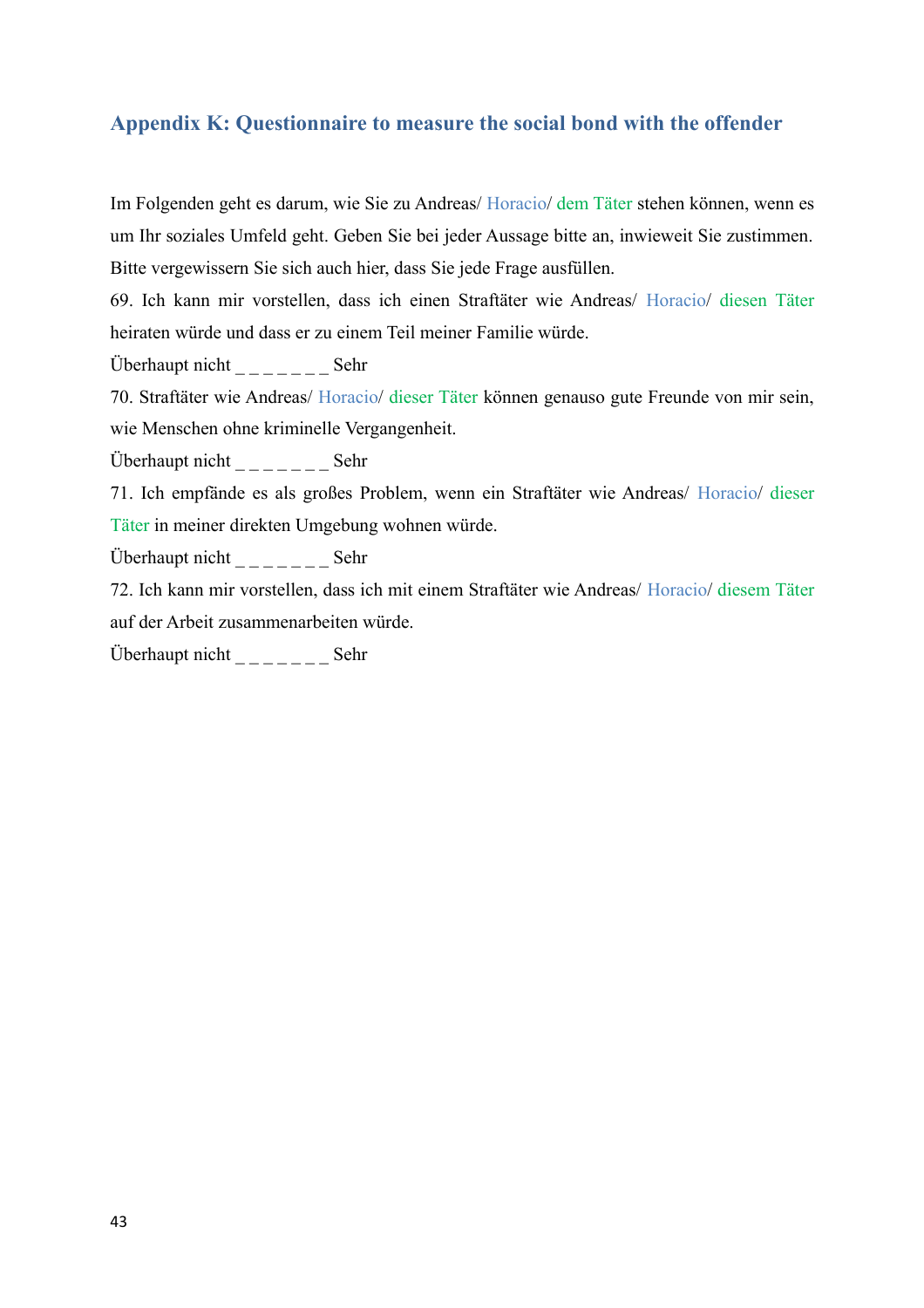## Appendix K: Questionnaire to measure the social bond with the offender

Im Folgenden geht es darum, wie Sie zu Andreas/ Horacio/ dem Täter stehen können, wenn es um Ihr soziales Umfeld geht. Geben Sie bei jeder Aussage bitte an, inwieweit Sie zustimmen. Bitte vergewissern Sie sich auch hier, dass Sie jede Frage ausfüllen.

69. Ich kann mir vorstellen, dass ich einen Straftäter wie Andreas/ Horacio/ diesen Täter heiraten würde und dass er zu einem Teil meiner Familie würde.

Überhaupt nicht _ _ _ _ _ _ _ Sehr

70. Straftäter wie Andreas/ Horacio/ dieser Täter können genauso gute Freunde von mir sein, wie Menschen ohne kriminelle Vergangenheit.

Überhaupt nicht _ _ _ _ _ _ _ Sehr

71. Ich empfände es als großes Problem, wenn ein Straftäter wie Andreas/ Horacio/ dieser Täter in meiner direkten Umgebung wohnen würde.

Überhaupt nicht _ _ _ _ _ _ _ Sehr

72. Ich kann mir vorstellen, dass ich mit einem Straftäter wie Andreas/ Horacio/ diesem Täter auf der Arbeit zusammenarbeiten würde.

Überhaupt nicht _ _ _ _ _ _ _ Sehr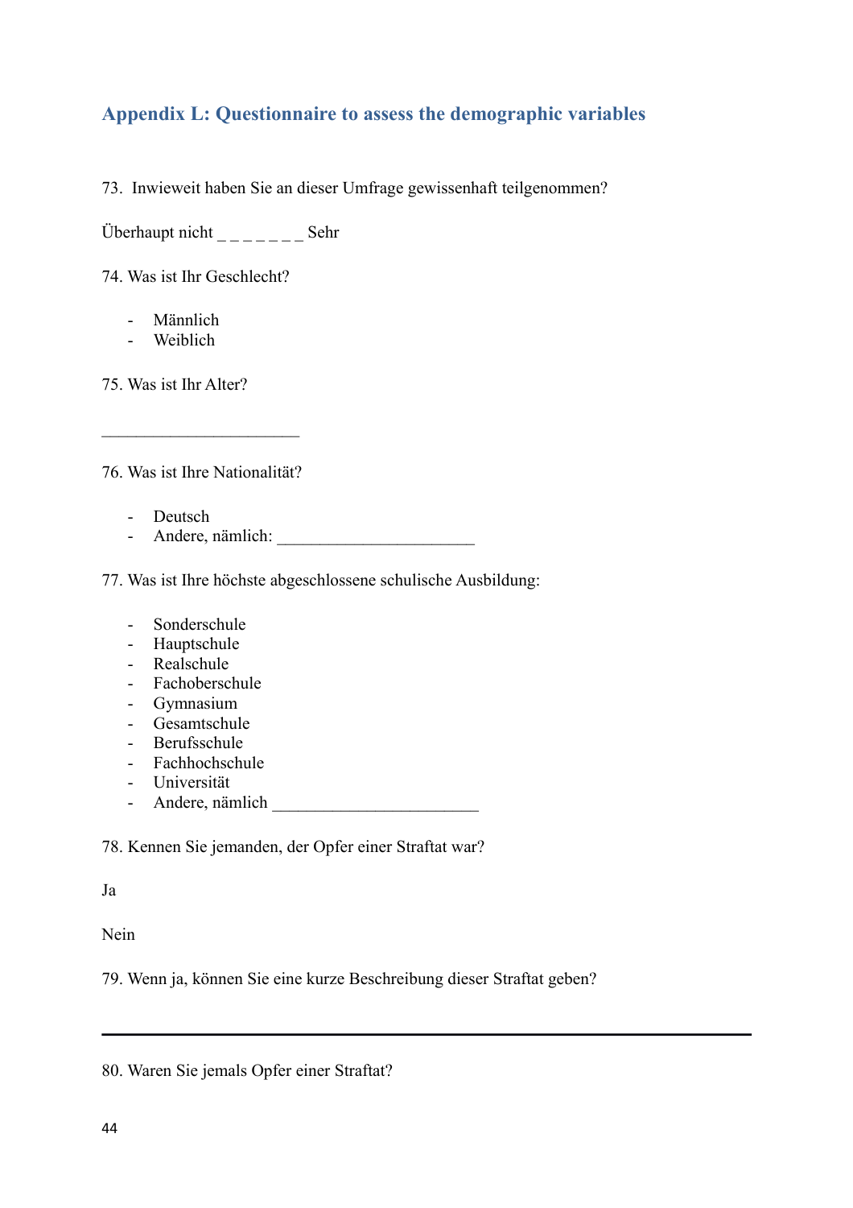## Appendix L: Questionnaire to assess the demographic variables

73. Inwieweit haben Sie an dieser Umfrage gewissenhaft teilgenommen?

Überhaupt nicht _ _ _ _ _ _ _ Sehr

74. Was ist Ihr Geschlecht?

- Männlich
- Weiblich

75. Was ist Ihr Alter?

______________________

76. Was ist Ihre Nationalität?

- Deutsch
- Andere, nämlich: ______________________

77. Was ist Ihre höchste abgeschlossene schulische Ausbildung:

- Sonderschule
- Hauptschule
- Realschule
- Fachoberschule
- Gymnasium
- Gesamtschule
- Berufsschule
- Fachhochschule
- Universität
- Andere, nämlich ______________________

78. Kennen Sie jemanden, der Opfer einer Straftat war?

Ja

Nein

79. Wenn ja, können Sie eine kurze Beschreibung dieser Straftat geben?

---

80. Waren Sie jemals Opfer einer Straftat?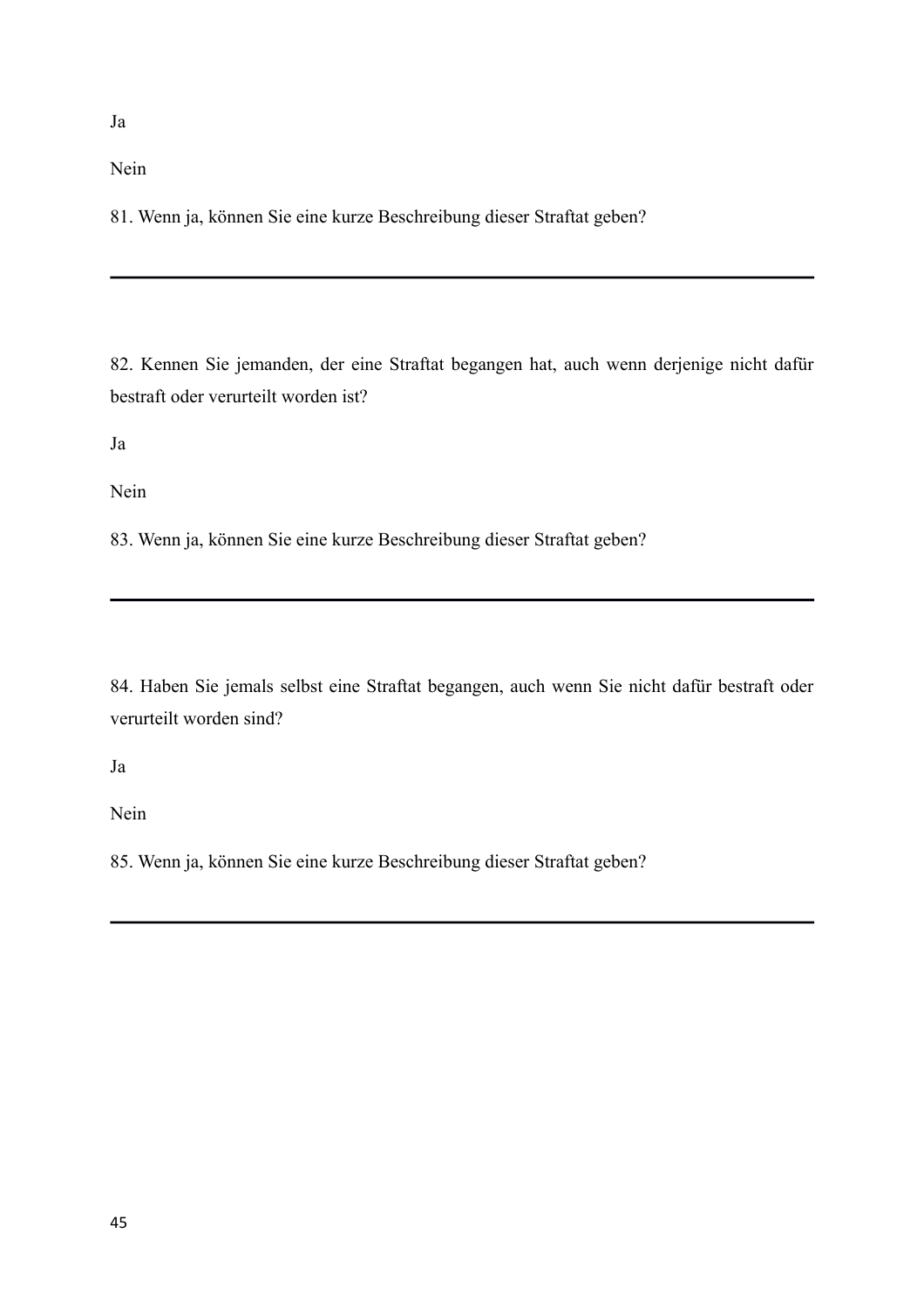Ja

Nein

81. Wenn ja, können Sie eine kurze Beschreibung dieser Straftat geben?

---

82. Kennen Sie jemanden, der eine Straftat begangen hat, auch wenn derjenige nicht dafür bestraft oder verurteilt worden ist?

Ja

Nein

83. Wenn ja, können Sie eine kurze Beschreibung dieser Straftat geben?

---

84. Haben Sie jemals selbst eine Straftat begangen, auch wenn Sie nicht dafür bestraft oder verurteilt worden sind?

Ja

Nein

85. Wenn ja, können Sie eine kurze Beschreibung dieser Straftat geben?

---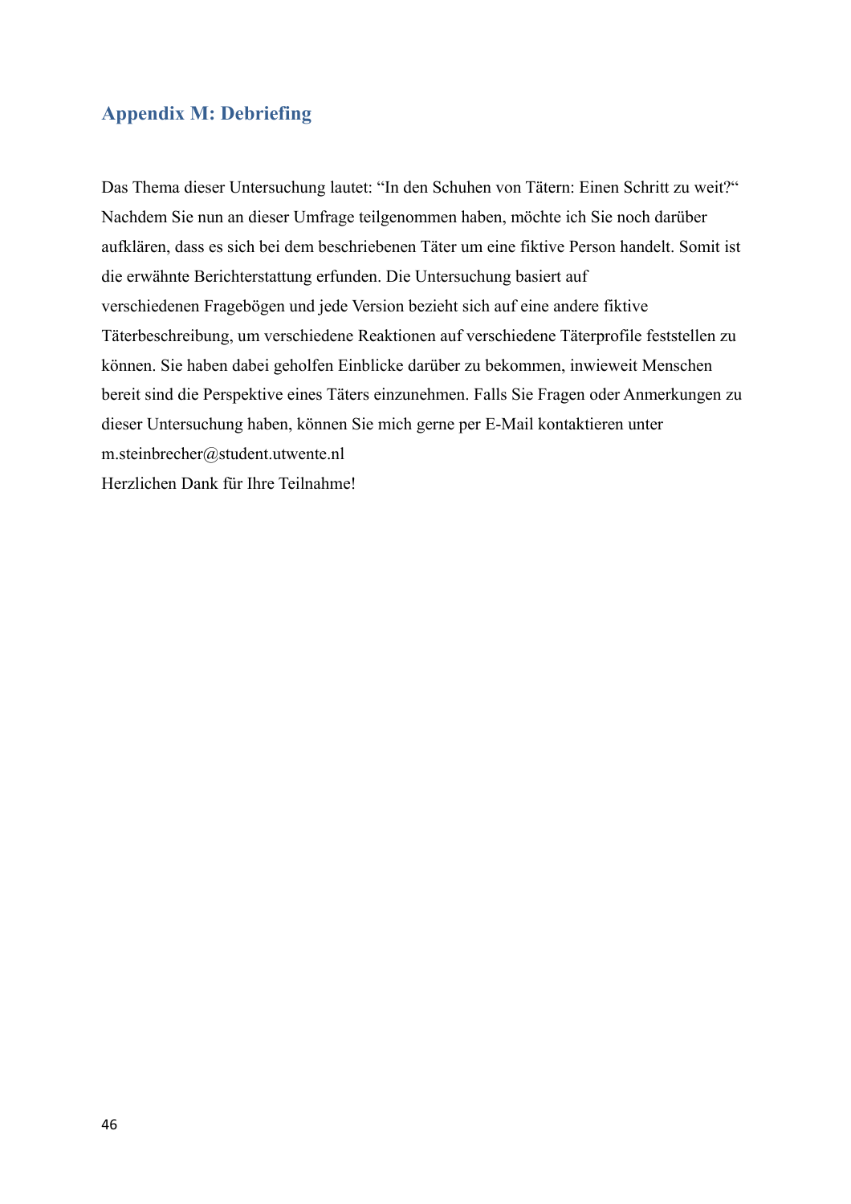## Appendix M: Debriefing

Das Thema dieser Untersuchung lautet: “In den Schuhen von Tätern: Einen Schritt zu weit?“ Nachdem Sie nun an dieser Umfrage teilgenommen haben, möchte ich Sie noch darüber aufklären, dass es sich bei dem beschriebenen Täter um eine fiktive Person handelt. Somit ist die erwähnte Berichterstattung erfunden. Die Untersuchung basiert auf verschiedenen Fragebögen und jede Version bezieht sich auf eine andere fiktive Täterbeschreibung, um verschiedene Reaktionen auf verschiedene Täterprofile feststellen zu können. Sie haben dabei geholfen Einblicke darüber zu bekommen, inwieweit Menschen bereit sind die Perspektive eines Täters einzunehmen. Falls Sie Fragen oder Anmerkungen zu dieser Untersuchung haben, können Sie mich gerne per E-Mail kontaktieren unter m.steinbrecher@student.utwente.nl

Herzlichen Dank für Ihre Teilnahme!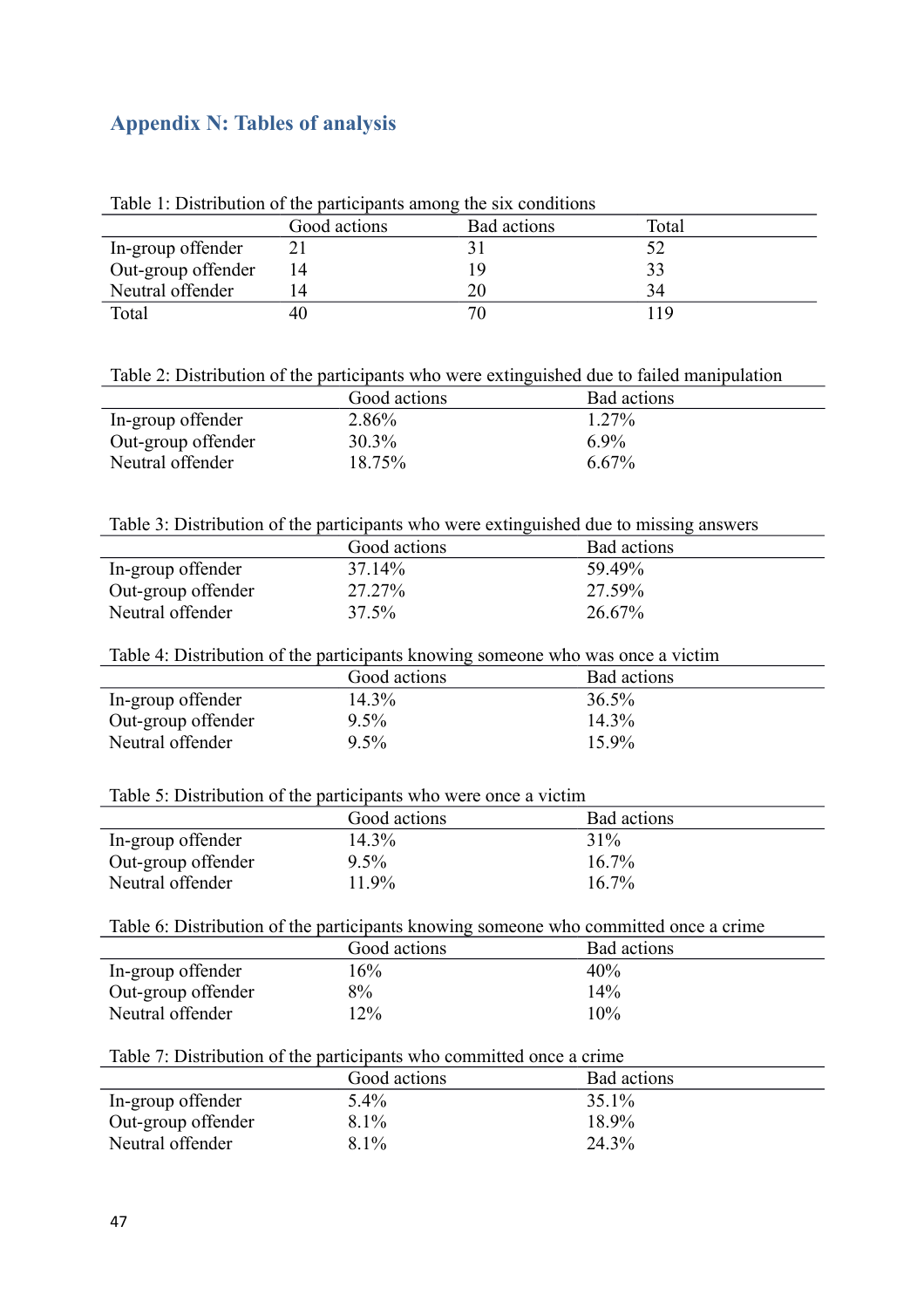## Appendix N: Tables of analysis

Table 1: Distribution of the participants among the six conditions

| | Good actions | Bad actions | Total |
|---|---|---|---|
| In-group offender | 21 | 31 | 52 |
| Out-group offender | 14 | 19 | 33 |
| Neutral offender | 14 | 20 | 34 |
| Total | 40 | 70 | 119 |

Table 2: Distribution of the participants who were extinguished due to failed manipulation

| | Good actions | Bad actions |
|---|---|---|
| In-group offender | 2.86% | 1.27% |
| Out-group offender | 30.3% | 6.9% |
| Neutral offender | 18.75% | 6.67% |

Table 3: Distribution of the participants who were extinguished due to missing answers

| | Good actions | Bad actions |
|---|---|---|
| In-group offender | 37.14% | 59.49% |
| Out-group offender | 27.27% | 27.59% |
| Neutral offender | 37.5% | 26.67% |

Table 4: Distribution of the participants knowing someone who was once a victim

| | Good actions | Bad actions |
|---|---|---|
| In-group offender | 14.3% | 36.5% |
| Out-group offender | 9.5% | 14.3% |
| Neutral offender | 9.5% | 15.9% |

Table 5: Distribution of the participants who were once a victim

| | Good actions | Bad actions |
|---|---|---|
| In-group offender | 14.3% | 31% |
| Out-group offender | 9.5% | 16.7% |
| Neutral offender | 11.9% | 16.7% |

Table 6: Distribution of the participants knowing someone who committed once a crime

| | Good actions | Bad actions |
|---|---|---|
| In-group offender | 16% | 40% |
| Out-group offender | 8% | 14% |
| Neutral offender | 12% | 10% |

Table 7: Distribution of the participants who committed once a crime

| | Good actions | Bad actions |
|---|---|---|
| In-group offender | 5.4% | 35.1% |
| Out-group offender | 8.1% | 18.9% |
| Neutral offender | 8.1% | 24.3% |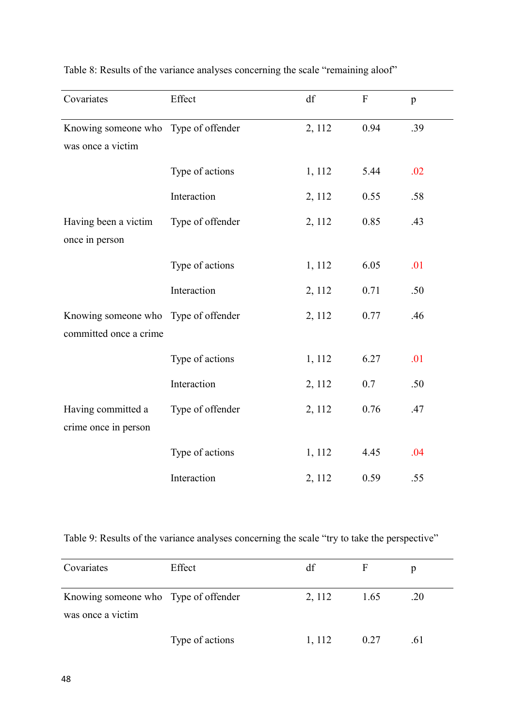Table 8: Results of the variance analyses concerning the scale “remaining aloof”

| Covariates | Effect | df | F | p |
|---|---|---|---|---|
| Knowing someone who was once a victim | Type of offender | 2, 112 | 0.94 | .39 |
| | Type of actions | 1, 112 | 5.44 | .02 |
| | Interaction | 2, 112 | 0.55 | .58 |
| Having been a victim once in person | Type of offender | 2, 112 | 0.85 | .43 |
| | Type of actions | 1, 112 | 6.05 | .01 |
| | Interaction | 2, 112 | 0.71 | .50 |
| Knowing someone who committed once a crime | Type of offender | 2, 112 | 0.77 | .46 |
| | Type of actions | 1, 112 | 6.27 | .01 |
| | Interaction | 2, 112 | 0.7 | .50 |
| Having committed a crime once in person | Type of offender | 2, 112 | 0.76 | .47 |
| | Type of actions | 1, 112 | 4.45 | .04 |
| | Interaction | 2, 112 | 0.59 | .55 |

Table 9: Results of the variance analyses concerning the scale “try to take the perspective”

| Covariates | Effect | df | F | p |
|---|---|---|---|---|
| Knowing someone who was once a victim | Type of offender | 2, 112 | 1.65 | .20 |
| | Type of actions | 1, 112 | 0.27 | .61 |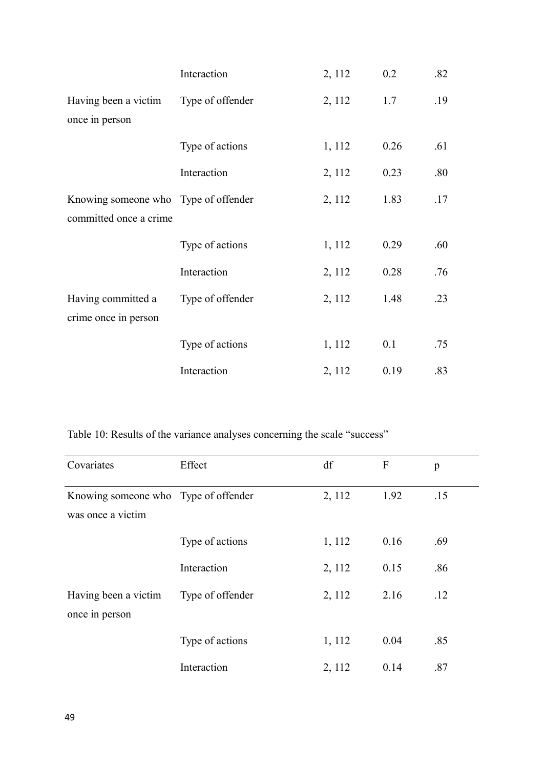| | Interaction | 2, 112 | 0.2 | .82 |
|---|---|---|---|---|
| Having been a victim once in person | Type of offender | 2, 112 | 1.7 | .19 |
| | Type of actions | 1, 112 | 0.26 | .61 |
| | Interaction | 2, 112 | 0.23 | .80 |
| Knowing someone who committed once a crime | Type of offender | 2, 112 | 1.83 | .17 |
| | Type of actions | 1, 112 | 0.29 | .60 |
| | Interaction | 2, 112 | 0.28 | .76 |
| Having committed a crime once in person | Type of offender | 2, 112 | 1.48 | .23 |
| | Type of actions | 1, 112 | 0.1 | .75 |
| | Interaction | 2, 112 | 0.19 | .83 |

Table 10: Results of the variance analyses concerning the scale “success”

| Covariates | Effect | df | F | p |
|---|---|---|---|---|
| Knowing someone who was once a victim | Type of offender | 2, 112 | 1.92 | .15 |
| | Type of actions | 1, 112 | 0.16 | .69 |
| | Interaction | 2, 112 | 0.15 | .86 |
| Having been a victim once in person | Type of offender | 2, 112 | 2.16 | .12 |
| | Type of actions | 1, 112 | 0.04 | .85 |
| | Interaction | 2, 112 | 0.14 | .87 |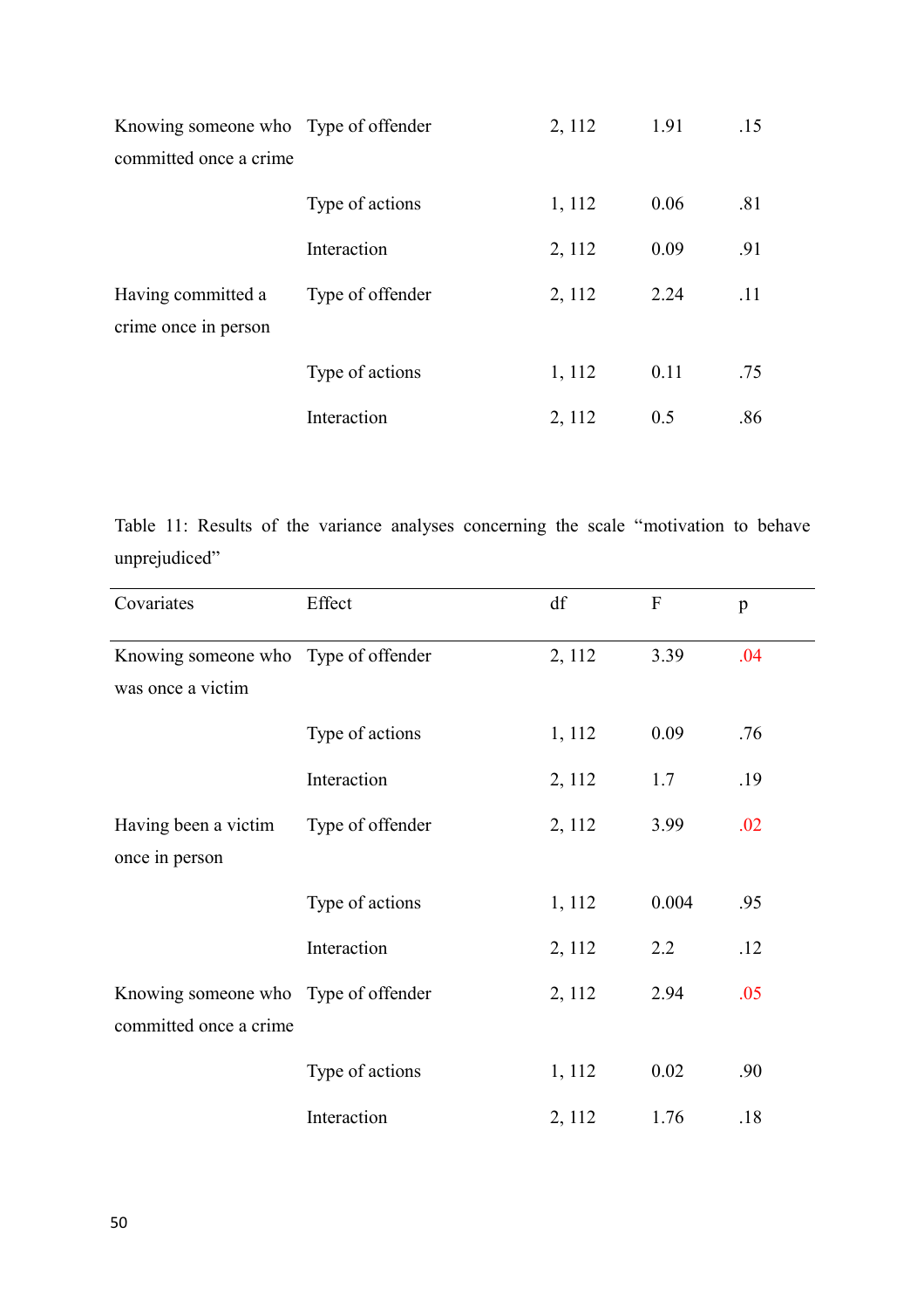| | | | | |
|---|---|---|---|---|
| Knowing someone who committed once a crime | Type of offender | 2, 112 | 1.91 | .15 |
| | Type of actions | 1, 112 | 0.06 | .81 |
| | Interaction | 2, 112 | 0.09 | .91 |
| Having committed a crime once in person | Type of offender | 2, 112 | 2.24 | .11 |
| | Type of actions | 1, 112 | 0.11 | .75 |
| | Interaction | 2, 112 | 0.5 | .86 |

Table 11: Results of the variance analyses concerning the scale "motivation to behave unprejudiced"

| Covariates | Effect | df | F | p |
|---|---|---|---|---|
| Knowing someone who was once a victim | Type of offender | 2, 112 | 3.39 | .04 |
| | Type of actions | 1, 112 | 0.09 | .76 |
| | Interaction | 2, 112 | 1.7 | .19 |
| Having been a victim once in person | Type of offender | 2, 112 | 3.99 | .02 |
| | Type of actions | 1, 112 | 0.004 | .95 |
| | Interaction | 2, 112 | 2.2 | .12 |
| Knowing someone who committed once a crime | Type of offender | 2, 112 | 2.94 | .05 |
| | Type of actions | 1, 112 | 0.02 | .90 |
| | Interaction | 2, 112 | 1.76 | .18 |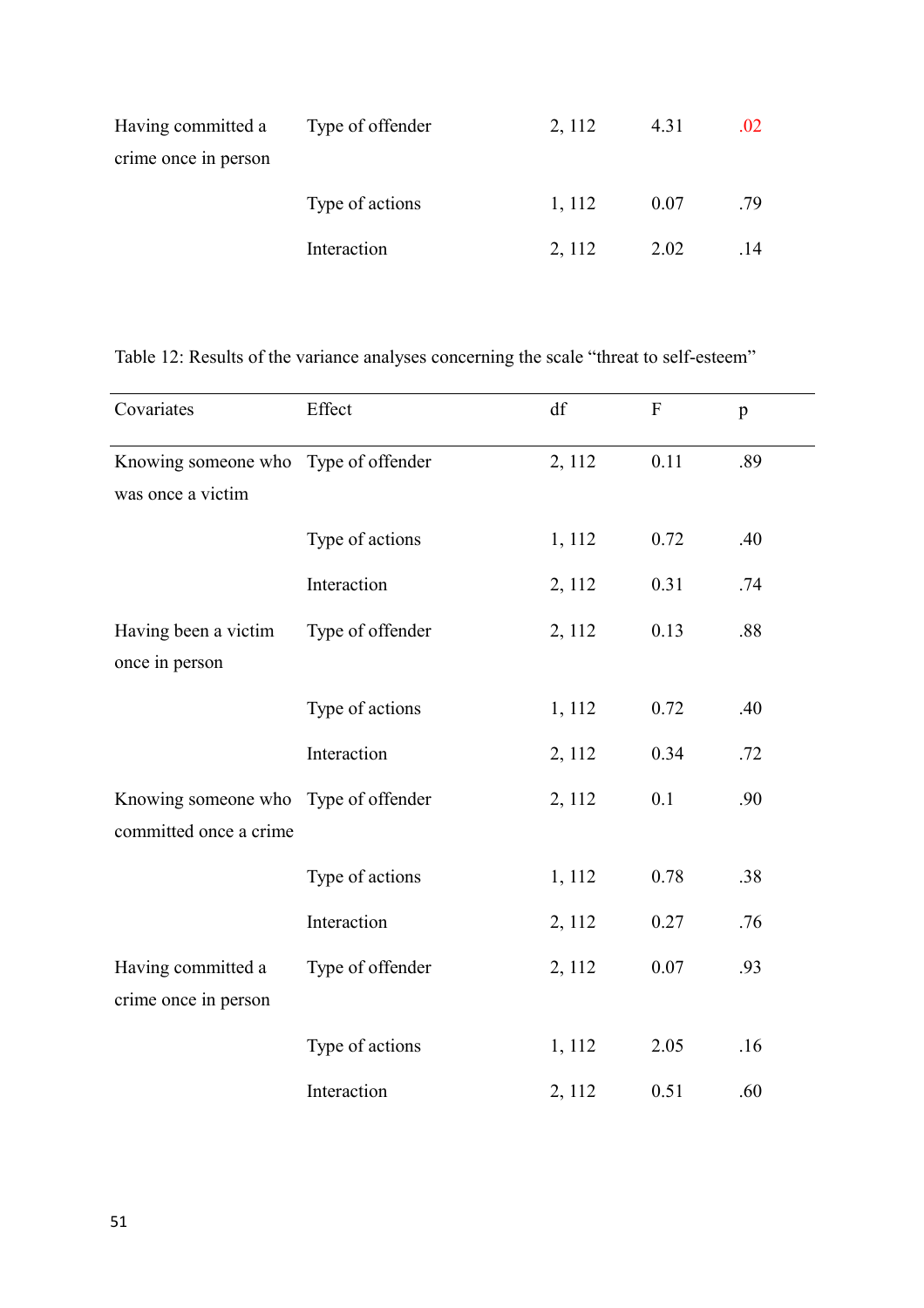| Covariates | Effect | df | F | p |
|---|---|---|---|---|
| Having committed a crime once in person | Type of offender | 2, 112 | 4.31 | .02 |
| | Type of actions | 1, 112 | 0.07 | .79 |
| | Interaction | 2, 112 | 2.02 | .14 |

Table 12: Results of the variance analyses concerning the scale "threat to self-esteem"

| Covariates | Effect | df | F | p |
|---|---|---|---|---|
| Knowing someone who was once a victim | Type of offender | 2, 112 | 0.11 | .89 |
| | Type of actions | 1, 112 | 0.72 | .40 |
| | Interaction | 2, 112 | 0.31 | .74 |
| Having been a victim once in person | Type of offender | 2, 112 | 0.13 | .88 |
| | Type of actions | 1, 112 | 0.72 | .40 |
| | Interaction | 2, 112 | 0.34 | .72 |
| Knowing someone who committed once a crime | Type of offender | 2, 112 | 0.1 | .90 |
| | Type of actions | 1, 112 | 0.78 | .38 |
| | Interaction | 2, 112 | 0.27 | .76 |
| Having committed a crime once in person | Type of offender | 2, 112 | 0.07 | .93 |
| | Type of actions | 1, 112 | 2.05 | .16 |
| | Interaction | 2, 112 | 0.51 | .60 |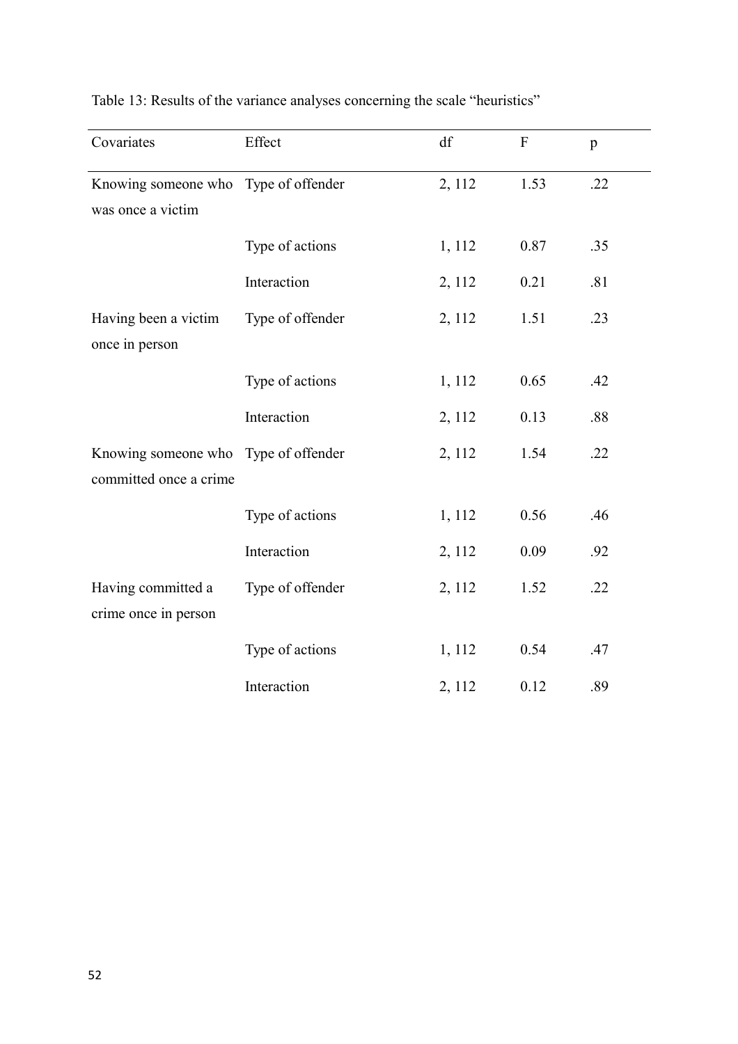Table 13: Results of the variance analyses concerning the scale "heuristics"

| Covariates | Effect | df | F | p |
|---|---|---|---|---|
| Knowing someone who was once a victim | Type of offender | 2, 112 | 1.53 | .22 |
| | Type of actions | 1, 112 | 0.87 | .35 |
| | Interaction | 2, 112 | 0.21 | .81 |
| Having been a victim once in person | Type of offender | 2, 112 | 1.51 | .23 |
| | Type of actions | 1, 112 | 0.65 | .42 |
| | Interaction | 2, 112 | 0.13 | .88 |
| Knowing someone who committed once a crime | Type of offender | 2, 112 | 1.54 | .22 |
| | Type of actions | 1, 112 | 0.56 | .46 |
| | Interaction | 2, 112 | 0.09 | .92 |
| Having committed a crime once in person | Type of offender | 2, 112 | 1.52 | .22 |
| | Type of actions | 1, 112 | 0.54 | .47 |
| | Interaction | 2, 112 | 0.12 | .89 |